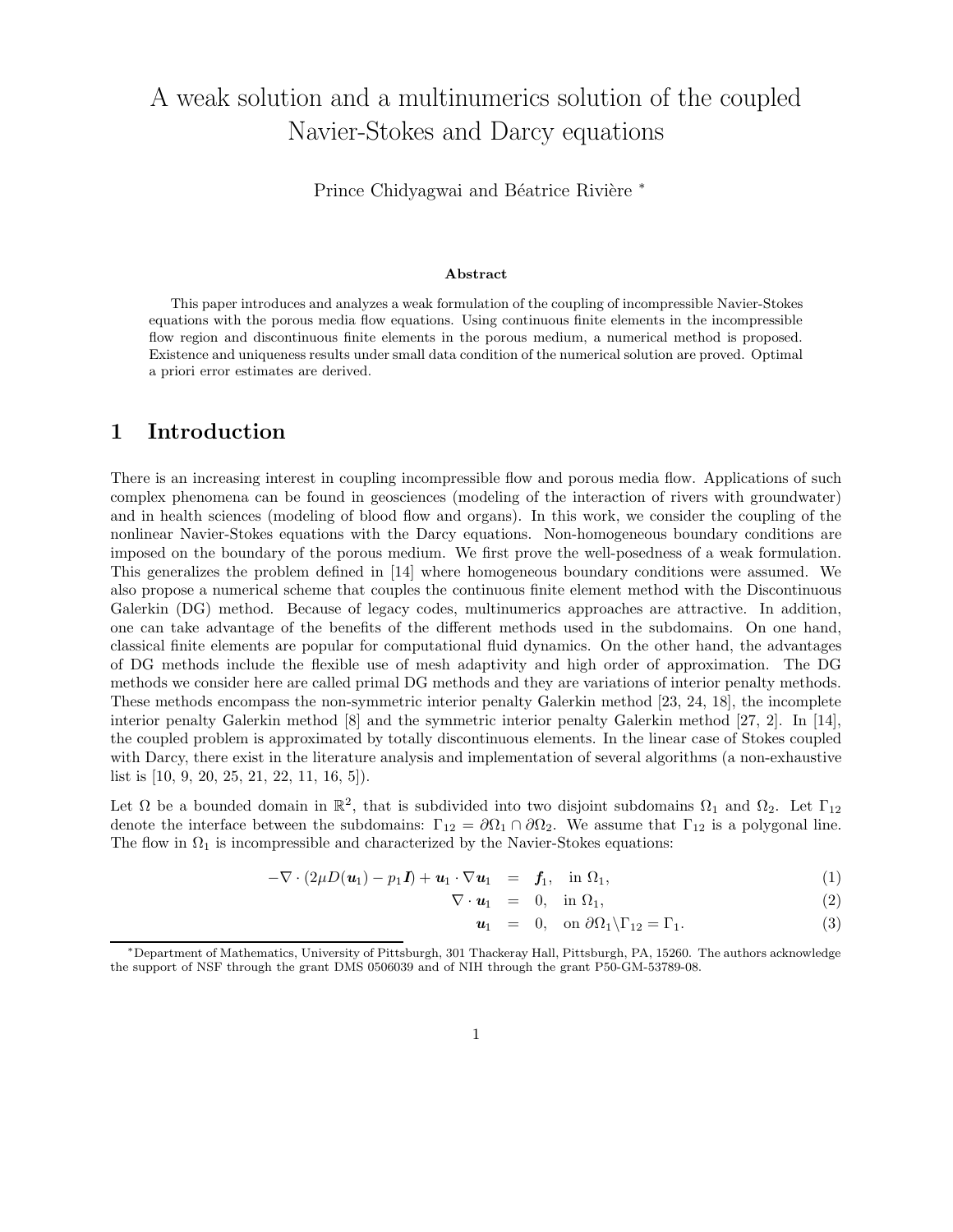# A weak solution and a multinumerics solution of the coupled Navier-Stokes and Darcy equations

Prince Chidyagwai and Béatrice Rivière [*]

**Abstract**

This paper introduces and analyzes a weak formulation of the coupling of incompressible Navier-Stokes equations with the porous media flow equations. Using continuous finite elements in the incompressible flow region and discontinuous finite elements in the porous medium, a numerical method is proposed. Existence and uniqueness results under small data condition of the numerical solution are proved. Optimal a priori error estimates are derived.

## 1 Introduction

There is an increasing interest in coupling incompressible flow and porous media flow. Applications of such complex phenomena can be found in geosciences (modeling of the interaction of rivers with groundwater) and in health sciences (modeling of blood flow and organs). In this work, we consider the coupling of the nonlinear Navier-Stokes equations with the Darcy equations. Non-homogeneous boundary conditions are imposed on the boundary of the porous medium. We first prove the well-posedness of a weak formulation. This generalizes the problem defined in [14] where homogeneous boundary conditions were assumed. We also propose a numerical scheme that couples the continuous finite element method with the Discontinuous Galerkin (DG) method. Because of legacy codes, multinumerics approaches are attractive. In addition, one can take advantage of the benefits of the different methods used in the subdomains. On one hand, classical finite elements are popular for computational fluid dynamics. On the other hand, the advantages of DG methods include the flexible use of mesh adaptivity and high order of approximation. The DG methods we consider here are called primal DG methods and they are variations of interior penalty methods. These methods encompass the non-symmetric interior penalty Galerkin method [23, 24, 18], the incomplete interior penalty Galerkin method [8] and the symmetric interior penalty Galerkin method [27, 2]. In [14], the coupled problem is approximated by totally discontinuous elements. In the linear case of Stokes coupled with Darcy, there exist in the literature analysis and implementation of several algorithms (a non-exhaustive list is [10, 9, 20, 25, 21, 22, 11, 16, 5]).

Let $\Omega$ be a bounded domain in $\mathbb{R}^2$, that is subdivided into two disjoint subdomains $\Omega_1$ and $\Omega_2$. Let $\Gamma_{12}$ denote the interface between the subdomains: $\Gamma_{12} = \partial\Omega_1 \cap \partial\Omega_2$. We assume that $\Gamma_{12}$ is a polygonal line. The flow in $\Omega_1$ is incompressible and characterized by the Navier-Stokes equations:

$$-\nabla \cdot (2\mu D(\boldsymbol{u}_1) - p_1 \boldsymbol{I}) + \boldsymbol{u}_1 \cdot \nabla \boldsymbol{u}_1 = \boldsymbol{f}_1, \quad \text{in } \Omega_1, \tag{1}$$

$$\nabla \cdot \boldsymbol{u}_1 = 0, \quad \text{in } \Omega_1, \tag{2}$$

$$\boldsymbol{u}_1 = 0, \quad \text{on } \partial\Omega_1 \backslash \Gamma_{12} = \Gamma_1. \tag{3}$$

[*]Department of Mathematics, University of Pittsburgh, 301 Thackeray Hall, Pittsburgh, PA, 15260. The authors acknowledge the support of NSF through the grant DMS 0506039 and of NIH through the grant P50-GM-53789-08.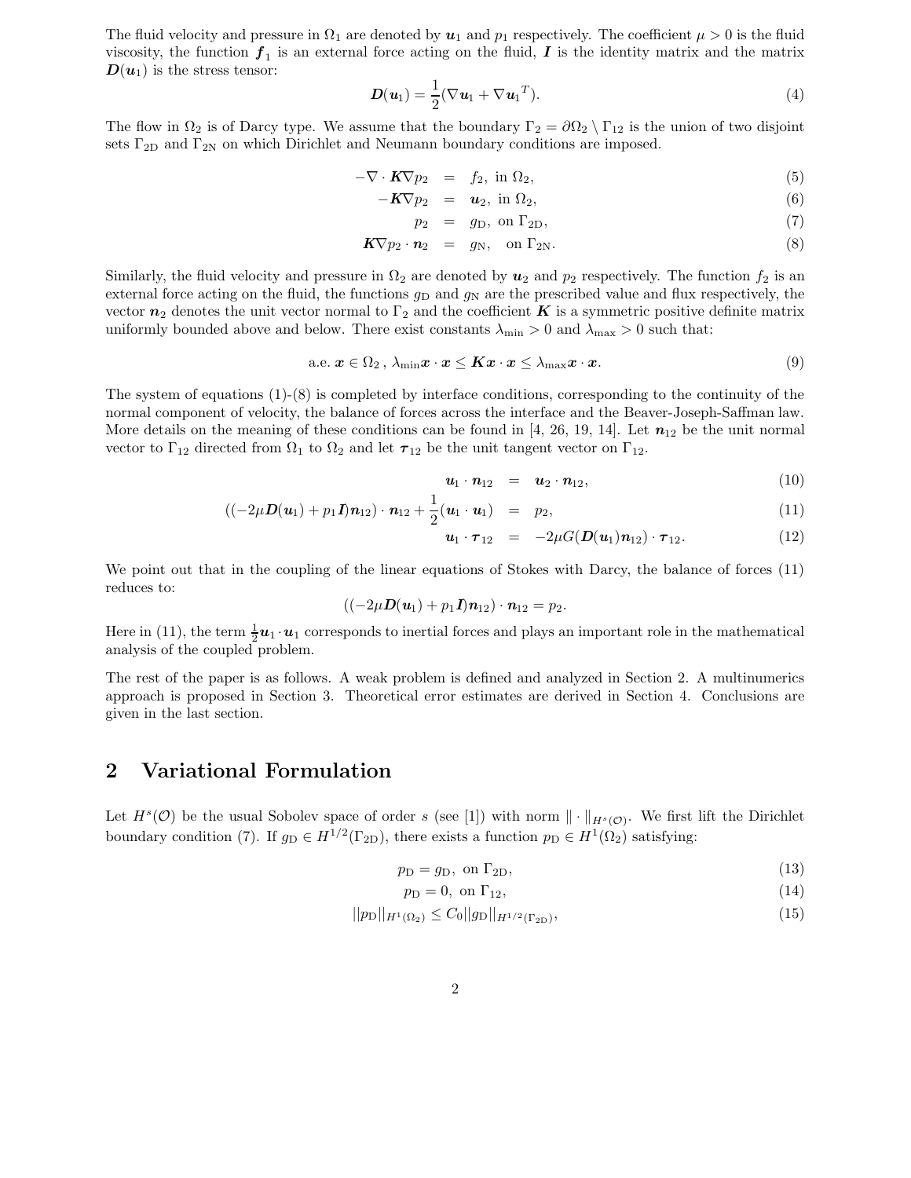The fluid velocity and pressure in $\Omega_1$ are denoted by $\boldsymbol{u}_1$ and $p_1$ respectively. The coefficient $\mu > 0$ is the fluid viscosity, the function $\boldsymbol{f}_1$ is an external force acting on the fluid, $\boldsymbol{I}$ is the identity matrix and the matrix $\boldsymbol{D}(\boldsymbol{u}_1)$ is the stress tensor:

$$\boldsymbol{D}(\boldsymbol{u}_1) = \frac{1}{2}(\nabla \boldsymbol{u}_1 + \nabla {\boldsymbol{u}_1}^T). \tag{4}$$

The flow in $\Omega_2$ is of Darcy type. We assume that the boundary $\Gamma_2 = \partial\Omega_2 \setminus \Gamma_{12}$ is the union of two disjoint sets $\Gamma_{2\mathrm{D}}$ and $\Gamma_{2\mathrm{N}}$ on which Dirichlet and Neumann boundary conditions are imposed.

$$-\nabla \cdot \boldsymbol{K}\nabla p_2 = f_2, \text{ in } \Omega_2, \tag{5}$$

$$-\boldsymbol{K}\nabla p_2 = \boldsymbol{u}_2, \text{ in } \Omega_2, \tag{6}$$

$$p_2 = g_{\mathrm{D}}, \text{ on } \Gamma_{2\mathrm{D}}, \tag{7}$$

$$\boldsymbol{K}\nabla p_2 \cdot \boldsymbol{n}_2 = g_{\mathrm{N}}, \quad \text{on } \Gamma_{2\mathrm{N}}. \tag{8}$$

Similarly, the fluid velocity and pressure in $\Omega_2$ are denoted by $\boldsymbol{u}_2$ and $p_2$ respectively. The function $f_2$ is an external force acting on the fluid, the functions $g_{\mathrm{D}}$ and $g_{\mathrm{N}}$ are the prescribed value and flux respectively, the vector $\boldsymbol{n}_2$ denotes the unit vector normal to $\Gamma_2$ and the coefficient $\boldsymbol{K}$ is a symmetric positive definite matrix uniformly bounded above and below. There exist constants $\lambda_{\min} > 0$ and $\lambda_{\max} > 0$ such that:

$$\text{a.e. } \boldsymbol{x} \in \Omega_2 \,, \; \lambda_{\min}\boldsymbol{x} \cdot \boldsymbol{x} \le \boldsymbol{K}\boldsymbol{x} \cdot \boldsymbol{x} \le \lambda_{\max}\boldsymbol{x} \cdot \boldsymbol{x}. \tag{9}$$

The system of equations (1)-(8) is completed by interface conditions, corresponding to the continuity of the normal component of velocity, the balance of forces across the interface and the Beaver-Joseph-Saffman law. More details on the meaning of these conditions can be found in [4, 26, 19, 14]. Let $\boldsymbol{n}_{12}$ be the unit normal vector to $\Gamma_{12}$ directed from $\Omega_1$ to $\Omega_2$ and let $\boldsymbol{\tau}_{12}$ be the unit tangent vector on $\Gamma_{12}$.

$$\boldsymbol{u}_1 \cdot \boldsymbol{n}_{12} = \boldsymbol{u}_2 \cdot \boldsymbol{n}_{12}, \tag{10}$$

$$((-2\mu \boldsymbol{D}(\boldsymbol{u}_1) + p_1 \boldsymbol{I})\boldsymbol{n}_{12}) \cdot \boldsymbol{n}_{12} + \frac{1}{2}(\boldsymbol{u}_1 \cdot \boldsymbol{u}_1) = p_2, \tag{11}$$

$$\boldsymbol{u}_1 \cdot \boldsymbol{\tau}_{12} = -2\mu G(\boldsymbol{D}(\boldsymbol{u}_1)\boldsymbol{n}_{12}) \cdot \boldsymbol{\tau}_{12}. \tag{12}$$

We point out that in the coupling of the linear equations of Stokes with Darcy, the balance of forces (11) reduces to:

$$((-2\mu \boldsymbol{D}(\boldsymbol{u}_1) + p_1 \boldsymbol{I})\boldsymbol{n}_{12}) \cdot \boldsymbol{n}_{12} = p_2.$$

Here in (11), the term $\frac{1}{2}\boldsymbol{u}_1 \cdot \boldsymbol{u}_1$ corresponds to inertial forces and plays an important role in the mathematical analysis of the coupled problem.

The rest of the paper is as follows. A weak problem is defined and analyzed in Section 2. A multinumerics approach is proposed in Section 3. Theoretical error estimates are derived in Section 4. Conclusions are given in the last section.

## 2 Variational Formulation

Let $H^s(\mathcal{O})$ be the usual Sobolev space of order $s$ (see [1]) with norm $\|\cdot\|_{H^s(\mathcal{O})}$. We first lift the Dirichlet boundary condition (7). If $g_{\mathrm{D}} \in H^{1/2}(\Gamma_{2\mathrm{D}})$, there exists a function $p_{\mathrm{D}} \in H^1(\Omega_2)$ satisfying:

$$p_{\mathrm{D}} = g_{\mathrm{D}}, \text{ on } \Gamma_{2\mathrm{D}}, \tag{13}$$

$$p_{\mathrm{D}} = 0, \text{ on } \Gamma_{12}, \tag{14}$$

$$||p_{\mathrm{D}}||_{H^1(\Omega_2)} \le C_0 ||g_{\mathrm{D}}||_{H^{1/2}(\Gamma_{2\mathrm{D}})}, \tag{15}$$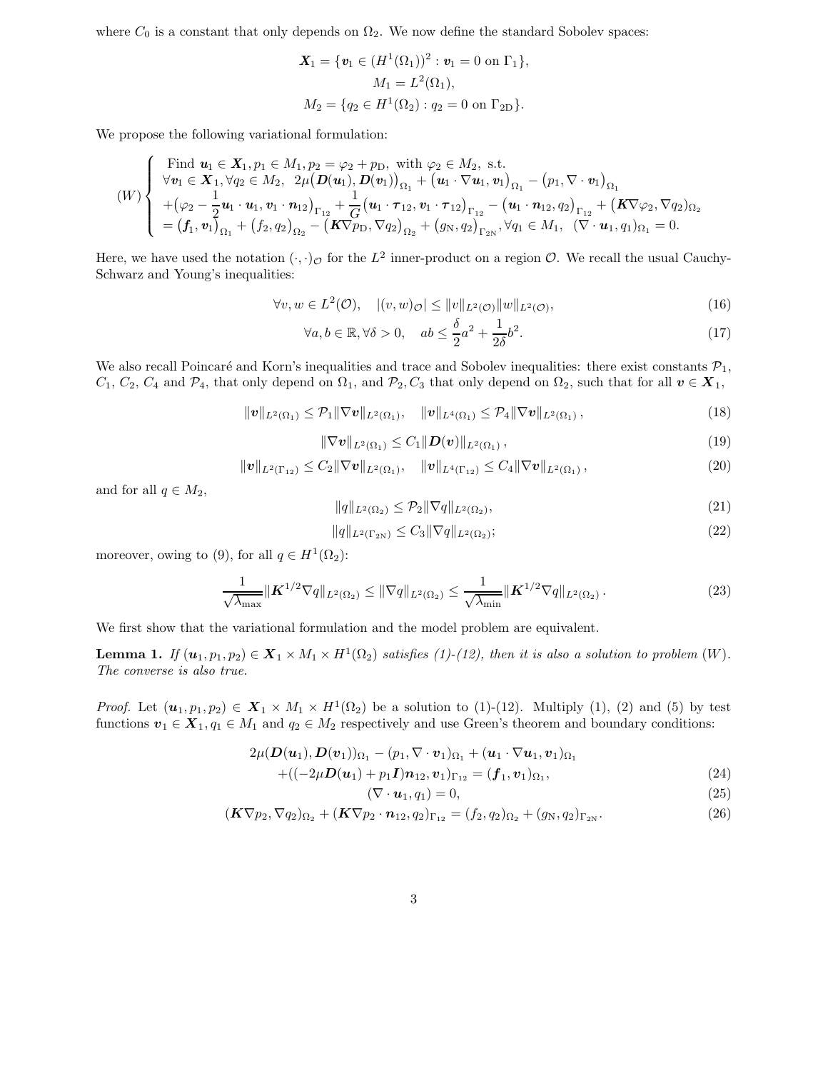where $C_0$ is a constant that only depends on $\Omega_2$. We now define the standard Sobolev spaces:

$$
\begin{aligned}
\boldsymbol{X}_1 &= \{\boldsymbol{v}_1 \in (H^1(\Omega_1))^2 : \boldsymbol{v}_1 = 0 \text{ on } \Gamma_1\},\\
M_1 &= L^2(\Omega_1),\\
M_2 &= \{q_2 \in H^1(\Omega_2) : q_2 = 0 \text{ on } \Gamma_{2\mathrm{D}}\}.
\end{aligned}
$$

We propose the following variational formulation:

$$
(W) \left\{
\begin{array}{l}
\text{Find } \boldsymbol{u}_1 \in \boldsymbol{X}_1, p_1 \in M_1, p_2 = \varphi_2 + p_{\mathrm{D}}, \text{ with } \varphi_2 \in M_2, \text{ s.t.}\\
\forall \boldsymbol{v}_1 \in \boldsymbol{X}_1, \forall q_2 \in M_2,\ 2\mu\big(\boldsymbol{D}(\boldsymbol{u}_1), \boldsymbol{D}(\boldsymbol{v}_1)\big)_{\Omega_1} + \big(\boldsymbol{u}_1 \cdot \nabla \boldsymbol{u}_1, \boldsymbol{v}_1\big)_{\Omega_1} - \big(p_1, \nabla \cdot \boldsymbol{v}_1\big)_{\Omega_1}\\
+\big(\varphi_2 - \dfrac{1}{2}\boldsymbol{u}_1 \cdot \boldsymbol{u}_1, \boldsymbol{v}_1 \cdot \boldsymbol{n}_{12}\big)_{\Gamma_{12}} + \dfrac{1}{G}\big(\boldsymbol{u}_1 \cdot \boldsymbol{\tau}_{12}, \boldsymbol{v}_1 \cdot \boldsymbol{\tau}_{12}\big)_{\Gamma_{12}} - \big(\boldsymbol{u}_1 \cdot \boldsymbol{n}_{12}, q_2\big)_{\Gamma_{12}} + \big(\boldsymbol{K}\nabla\varphi_2, \nabla q_2\big)_{\Omega_2}\\
= \big(\boldsymbol{f}_1, \boldsymbol{v}_1\big)_{\Omega_1} + \big(f_2, q_2\big)_{\Omega_2} - \big(\boldsymbol{K}\nabla p_{\mathrm{D}}, \nabla q_2\big)_{\Omega_2} + \big(g_{\mathrm{N}}, q_2\big)_{\Gamma_{2\mathrm{N}}}, \forall q_1 \in M_1,\ \big(\nabla \cdot \boldsymbol{u}_1, q_1\big)_{\Omega_1} = 0.
\end{array}
\right.
$$

Here, we have used the notation $(\cdot,\cdot)_{\mathcal{O}}$ for the $L^2$ inner-product on a region $\mathcal{O}$. We recall the usual Cauchy-Schwarz and Young's inequalities:

$$
\forall v, w \in L^2(\mathcal{O}), \quad |(v, w)_{\mathcal{O}}| \leq \|v\|_{L^2(\mathcal{O})}\|w\|_{L^2(\mathcal{O})}, \tag{16}
$$

$$
\forall a, b \in \mathbb{R}, \forall \delta > 0, \quad ab \leq \frac{\delta}{2}a^2 + \frac{1}{2\delta}b^2. \tag{17}
$$

We also recall Poincaré and Korn's inequalities and trace and Sobolev inequalities: there exist constants $\mathcal{P}_1$, $C_1$, $C_2$, $C_4$ and $\mathcal{P}_4$, that only depend on $\Omega_1$, and $\mathcal{P}_2, C_3$ that only depend on $\Omega_2$, such that for all $\boldsymbol{v} \in \boldsymbol{X}_1$,

$$
\|\boldsymbol{v}\|_{L^2(\Omega_1)} \leq \mathcal{P}_1\|\nabla \boldsymbol{v}\|_{L^2(\Omega_1)}, \quad \|\boldsymbol{v}\|_{L^4(\Omega_1)} \leq \mathcal{P}_4\|\nabla \boldsymbol{v}\|_{L^2(\Omega_1)}, \tag{18}
$$

$$
\|\nabla \boldsymbol{v}\|_{L^2(\Omega_1)} \leq C_1\|\boldsymbol{D}(\boldsymbol{v})\|_{L^2(\Omega_1)}, \tag{19}
$$

$$
\|\boldsymbol{v}\|_{L^2(\Gamma_{12})} \leq C_2\|\nabla \boldsymbol{v}\|_{L^2(\Omega_1)}, \quad \|\boldsymbol{v}\|_{L^4(\Gamma_{12})} \leq C_4\|\nabla \boldsymbol{v}\|_{L^2(\Omega_1)}, \tag{20}
$$

and for all $q \in M_2$,

$$
\|q\|_{L^2(\Omega_2)} \leq \mathcal{P}_2\|\nabla q\|_{L^2(\Omega_2)}, \tag{21}
$$

$$
\|q\|_{L^2(\Gamma_{2\mathrm{N}})} \leq C_3\|\nabla q\|_{L^2(\Omega_2)}; \tag{22}
$$

moreover, owing to (9), for all $q \in H^1(\Omega_2)$:

$$
\frac{1}{\sqrt{\lambda_{\max}}}\|\boldsymbol{K}^{1/2}\nabla q\|_{L^2(\Omega_2)} \leq \|\nabla q\|_{L^2(\Omega_2)} \leq \frac{1}{\sqrt{\lambda_{\min}}}\|\boldsymbol{K}^{1/2}\nabla q\|_{L^2(\Omega_2)}. \tag{23}
$$

We first show that the variational formulation and the model problem are equivalent.

**Lemma 1.** *If $(\boldsymbol{u}_1, p_1, p_2) \in \boldsymbol{X}_1 \times M_1 \times H^1(\Omega_2)$ satisfies (1)-(12), then it is also a solution to problem $(W)$. The converse is also true.*

*Proof.* Let $(\boldsymbol{u}_1, p_1, p_2) \in \boldsymbol{X}_1 \times M_1 \times H^1(\Omega_2)$ be a solution to (1)-(12). Multiply (1), (2) and (5) by test functions $\boldsymbol{v}_1 \in \boldsymbol{X}_1, q_1 \in M_1$ and $q_2 \in M_2$ respectively and use Green's theorem and boundary conditions:

$$
\begin{aligned}
2\mu(\boldsymbol{D}(\boldsymbol{u}_1), \boldsymbol{D}(\boldsymbol{v}_1))_{\Omega_1} - (p_1, \nabla \cdot \boldsymbol{v}_1)_{\Omega_1} + (\boldsymbol{u}_1 \cdot \nabla \boldsymbol{u}_1, \boldsymbol{v}_1)_{\Omega_1}&\\
+((-2\mu\boldsymbol{D}(\boldsymbol{u}_1) + p_1\boldsymbol{I})\boldsymbol{n}_{12}, \boldsymbol{v}_1)_{\Gamma_{12}} = (\boldsymbol{f}_1, \boldsymbol{v}_1)_{\Omega_1},&
\end{aligned} \tag{24}
$$

$$
(\nabla \cdot \boldsymbol{u}_1, q_1) = 0, \tag{25}
$$

$$
(\boldsymbol{K}\nabla p_2, \nabla q_2)_{\Omega_2} + (\boldsymbol{K}\nabla p_2 \cdot \boldsymbol{n}_{12}, q_2)_{\Gamma_{12}} = (f_2, q_2)_{\Omega_2} + (g_{\mathrm{N}}, q_2)_{\Gamma_{2\mathrm{N}}}. \tag{26}
$$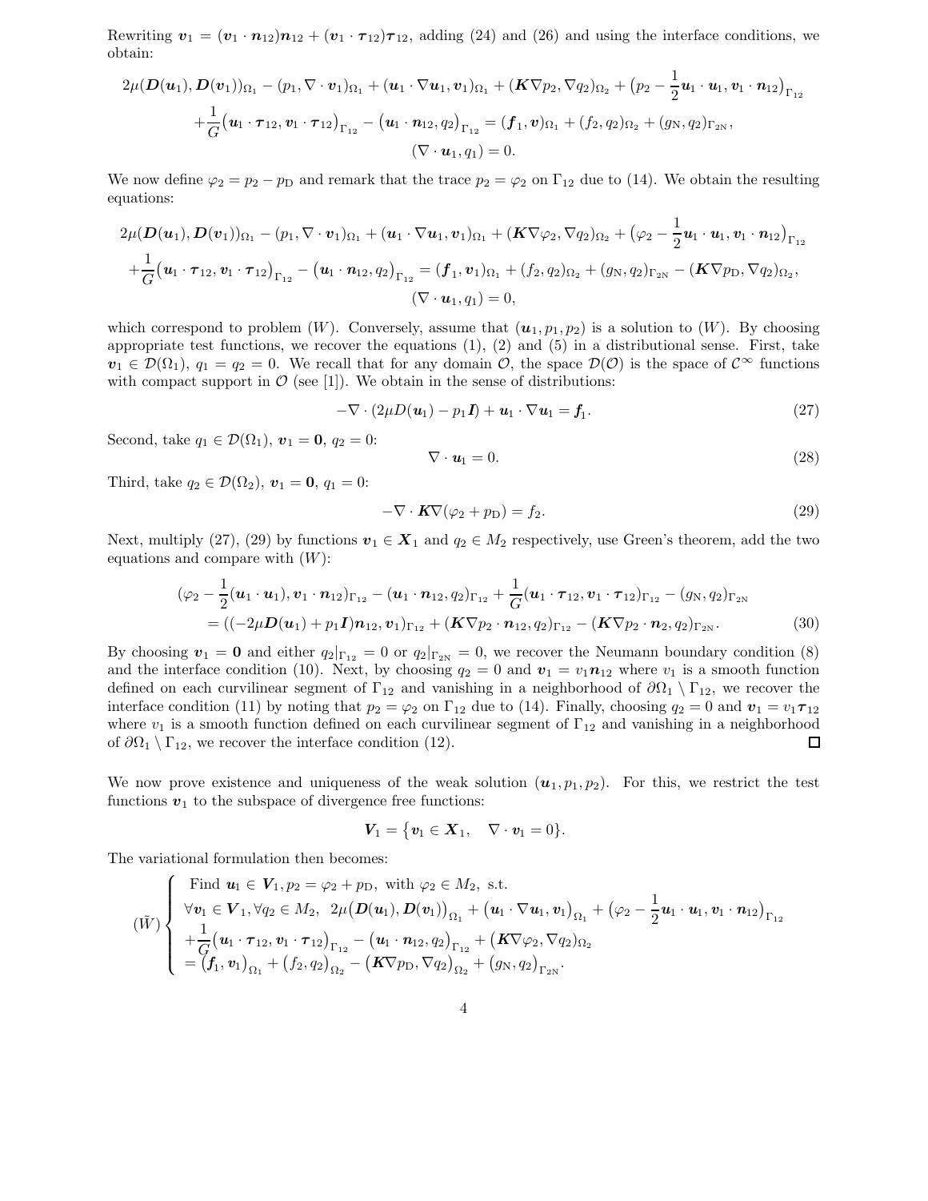Rewriting $\boldsymbol{v}_1 = (\boldsymbol{v}_1 \cdot \boldsymbol{n}_{12})\boldsymbol{n}_{12} + (\boldsymbol{v}_1 \cdot \boldsymbol{\tau}_{12})\boldsymbol{\tau}_{12}$, adding (24) and (26) and using the interface conditions, we obtain:

$$
\begin{aligned}
2\mu(\boldsymbol{D}(\boldsymbol{u}_1), \boldsymbol{D}(\boldsymbol{v}_1))_{\Omega_1} - (p_1, \nabla \cdot \boldsymbol{v}_1)_{\Omega_1} + (\boldsymbol{u}_1 \cdot \nabla \boldsymbol{u}_1, \boldsymbol{v}_1)_{\Omega_1} + (\boldsymbol{K}\nabla p_2, \nabla q_2)_{\Omega_2} + \big(p_2 - \frac{1}{2}\boldsymbol{u}_1 \cdot \boldsymbol{u}_1, \boldsymbol{v}_1 \cdot \boldsymbol{n}_{12}\big)_{\Gamma_{12}} \\
+ \frac{1}{G}\big(\boldsymbol{u}_1 \cdot \boldsymbol{\tau}_{12}, \boldsymbol{v}_1 \cdot \boldsymbol{\tau}_{12}\big)_{\Gamma_{12}} - \big(\boldsymbol{u}_1 \cdot \boldsymbol{n}_{12}, q_2\big)_{\Gamma_{12}} = (\boldsymbol{f}_1, \boldsymbol{v})_{\Omega_1} + (f_2, q_2)_{\Omega_2} + (g_{\mathrm{N}}, q_2)_{\Gamma_{2\mathrm{N}}}, \\
(\nabla \cdot \boldsymbol{u}_1, q_1) = 0.
\end{aligned}
$$

We now define $\varphi_2 = p_2 - p_{\mathrm{D}}$ and remark that the trace $p_2 = \varphi_2$ on $\Gamma_{12}$ due to (14). We obtain the resulting equations:

$$
\begin{aligned}
2\mu(\boldsymbol{D}(\boldsymbol{u}_1), \boldsymbol{D}(\boldsymbol{v}_1))_{\Omega_1} - (p_1, \nabla \cdot \boldsymbol{v}_1)_{\Omega_1} + (\boldsymbol{u}_1 \cdot \nabla \boldsymbol{u}_1, \boldsymbol{v}_1)_{\Omega_1} + (\boldsymbol{K}\nabla \varphi_2, \nabla q_2)_{\Omega_2} + \big(\varphi_2 - \frac{1}{2}\boldsymbol{u}_1 \cdot \boldsymbol{u}_1, \boldsymbol{v}_1 \cdot \boldsymbol{n}_{12}\big)_{\Gamma_{12}} \\
+ \frac{1}{G}\big(\boldsymbol{u}_1 \cdot \boldsymbol{\tau}_{12}, \boldsymbol{v}_1 \cdot \boldsymbol{\tau}_{12}\big)_{\Gamma_{12}} - \big(\boldsymbol{u}_1 \cdot \boldsymbol{n}_{12}, q_2\big)_{\Gamma_{12}} = (\boldsymbol{f}_1, \boldsymbol{v}_1)_{\Omega_1} + (f_2, q_2)_{\Omega_2} + (g_{\mathrm{N}}, q_2)_{\Gamma_{2\mathrm{N}}} - (\boldsymbol{K}\nabla p_{\mathrm{D}}, \nabla q_2)_{\Omega_2}, \\
(\nabla \cdot \boldsymbol{u}_1, q_1) = 0,
\end{aligned}
$$

which correspond to problem $(W)$. Conversely, assume that $(\boldsymbol{u}_1, p_1, p_2)$ is a solution to $(W)$. By choosing appropriate test functions, we recover the equations (1), (2) and (5) in a distributional sense. First, take $\boldsymbol{v}_1 \in \mathcal{D}(\Omega_1)$, $q_1 = q_2 = 0$. We recall that for any domain $\mathcal{O}$, the space $\mathcal{D}(\mathcal{O})$ is the space of $\mathcal{C}^\infty$ functions with compact support in $\mathcal{O}$ (see [1]). We obtain in the sense of distributions:

$$
-\nabla \cdot (2\mu D(\boldsymbol{u}_1) - p_1 \boldsymbol{I}) + \boldsymbol{u}_1 \cdot \nabla \boldsymbol{u}_1 = \boldsymbol{f}_1. \tag{27}
$$

Second, take $q_1 \in \mathcal{D}(\Omega_1)$, $\boldsymbol{v}_1 = \boldsymbol{0}$, $q_2 = 0$:

$$
\nabla \cdot \boldsymbol{u}_1 = 0. \tag{28}
$$

Third, take $q_2 \in \mathcal{D}(\Omega_2)$, $\boldsymbol{v}_1 = \boldsymbol{0}$, $q_1 = 0$:

$$
-\nabla \cdot \boldsymbol{K}\nabla(\varphi_2 + p_{\mathrm{D}}) = f_2. \tag{29}
$$

Next, multiply (27), (29) by functions $\boldsymbol{v}_1 \in \boldsymbol{X}_1$ and $q_2 \in M_2$ respectively, use Green's theorem, add the two equations and compare with $(W)$:

$$
\begin{aligned}
(\varphi_2 - \frac{1}{2}(\boldsymbol{u}_1 \cdot \boldsymbol{u}_1), \boldsymbol{v}_1 \cdot \boldsymbol{n}_{12})_{\Gamma_{12}} - (\boldsymbol{u}_1 \cdot \boldsymbol{n}_{12}, q_2)_{\Gamma_{12}} + \frac{1}{G}(\boldsymbol{u}_1 \cdot \boldsymbol{\tau}_{12}, \boldsymbol{v}_1 \cdot \boldsymbol{\tau}_{12})_{\Gamma_{12}} - (g_{\mathrm{N}}, q_2)_{\Gamma_{2\mathrm{N}}} \\
= ((-2\mu \boldsymbol{D}(\boldsymbol{u}_1) + p_1 \boldsymbol{I})\boldsymbol{n}_{12}, \boldsymbol{v}_1)_{\Gamma_{12}} + (\boldsymbol{K}\nabla p_2 \cdot \boldsymbol{n}_{12}, q_2)_{\Gamma_{12}} - (\boldsymbol{K}\nabla p_2 \cdot \boldsymbol{n}_2, q_2)_{\Gamma_{2\mathrm{N}}}.
\end{aligned} \tag{30}
$$

By choosing $\boldsymbol{v}_1 = \boldsymbol{0}$ and either $q_2|_{\Gamma_{12}} = 0$ or $q_2|_{\Gamma_{2\mathrm{N}}} = 0$, we recover the Neumann boundary condition (8) and the interface condition (10). Next, by choosing $q_2 = 0$ and $\boldsymbol{v}_1 = v_1 \boldsymbol{n}_{12}$ where $v_1$ is a smooth function defined on each curvilinear segment of $\Gamma_{12}$ and vanishing in a neighborhood of $\partial\Omega_1 \setminus \Gamma_{12}$, we recover the interface condition (11) by noting that $p_2 = \varphi_2$ on $\Gamma_{12}$ due to (14). Finally, choosing $q_2 = 0$ and $\boldsymbol{v}_1 = v_1 \boldsymbol{\tau}_{12}$ where $v_1$ is a smooth function defined on each curvilinear segment of $\Gamma_{12}$ and vanishing in a neighborhood of $\partial\Omega_1 \setminus \Gamma_{12}$, we recover the interface condition (12). $\square$

We now prove existence and uniqueness of the weak solution $(\boldsymbol{u}_1, p_1, p_2)$. For this, we restrict the test functions $\boldsymbol{v}_1$ to the subspace of divergence free functions:

$$
\boldsymbol{V}_1 = \{\boldsymbol{v}_1 \in \boldsymbol{X}_1, \quad \nabla \cdot \boldsymbol{v}_1 = 0\}.
$$

The variational formulation then becomes:

$$
(\tilde{W}) \left\{
\begin{aligned}
& \text{Find } \boldsymbol{u}_1 \in \boldsymbol{V}_1, p_2 = \varphi_2 + p_{\mathrm{D}}, \text{ with } \varphi_2 \in M_2, \text{ s.t.} \\
& \forall \boldsymbol{v}_1 \in \boldsymbol{V}_1, \forall q_2 \in M_2, \;\; 2\mu\big(\boldsymbol{D}(\boldsymbol{u}_1), \boldsymbol{D}(\boldsymbol{v}_1)\big)_{\Omega_1} + \big(\boldsymbol{u}_1 \cdot \nabla \boldsymbol{u}_1, \boldsymbol{v}_1\big)_{\Omega_1} + \big(\varphi_2 - \frac{1}{2}\boldsymbol{u}_1 \cdot \boldsymbol{u}_1, \boldsymbol{v}_1 \cdot \boldsymbol{n}_{12}\big)_{\Gamma_{12}} \\
& + \frac{1}{G}\big(\boldsymbol{u}_1 \cdot \boldsymbol{\tau}_{12}, \boldsymbol{v}_1 \cdot \boldsymbol{\tau}_{12}\big)_{\Gamma_{12}} - \big(\boldsymbol{u}_1 \cdot \boldsymbol{n}_{12}, q_2\big)_{\Gamma_{12}} + \big(\boldsymbol{K}\nabla \varphi_2, \nabla q_2\big)_{\Omega_2} \\
& = \big(\boldsymbol{f}_1, \boldsymbol{v}_1\big)_{\Omega_1} + \big(f_2, q_2\big)_{\Omega_2} - \big(\boldsymbol{K}\nabla p_{\mathrm{D}}, \nabla q_2\big)_{\Omega_2} + \big(g_{\mathrm{N}}, q_2\big)_{\Gamma_{2\mathrm{N}}}.
\end{aligned}
\right.
$$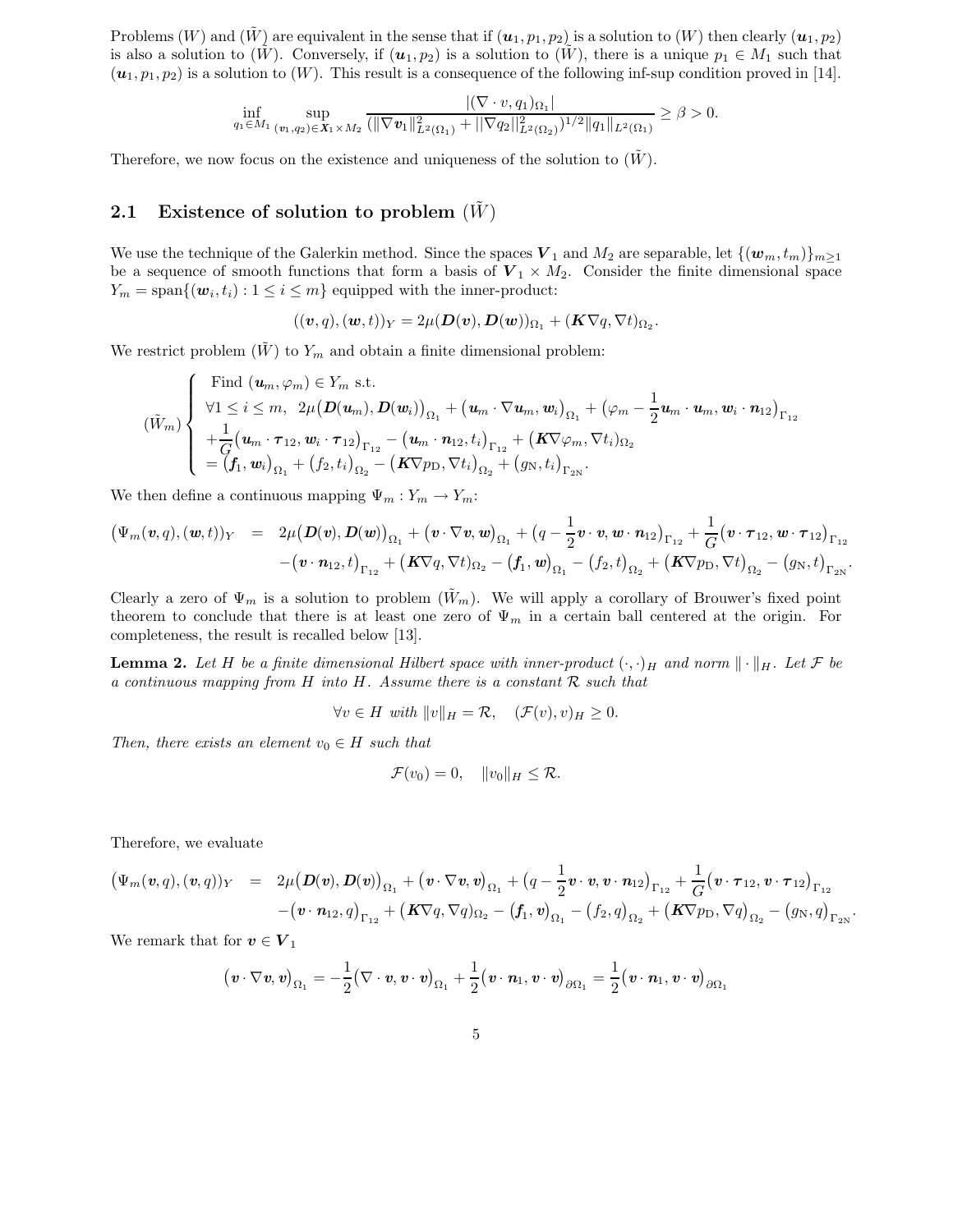Problems $(W)$ and $(\tilde{W})$ are equivalent in the sense that if $(\boldsymbol{u}_1, p_1, p_2)$ is a solution to $(W)$ then clearly $(\boldsymbol{u}_1, p_2)$ is also a solution to $(\tilde{W})$. Conversely, if $(\boldsymbol{u}_1, p_2)$ is a solution to $(\tilde{W})$, there is a unique $p_1 \in M_1$ such that $(\boldsymbol{u}_1, p_1, p_2)$ is a solution to $(W)$. This result is a consequence of the following inf-sup condition proved in [14].

$$\inf_{q_1 \in M_1} \sup_{(\boldsymbol{v}_1, q_2) \in \boldsymbol{X}_1 \times M_2} \frac{|(\nabla \cdot v, q_1)_{\Omega_1}|}{(\|\nabla \boldsymbol{v}_1\|^2_{L^2(\Omega_1)} + ||\nabla q_2||^2_{L^2(\Omega_2)})^{1/2} \|q_1\|_{L^2(\Omega_1)}} \geq \beta > 0.$$

Therefore, we now focus on the existence and uniqueness of the solution to $(\tilde{W})$.

## 2.1 Existence of solution to problem $(\tilde{W})$

We use the technique of the Galerkin method. Since the spaces $\boldsymbol{V}_1$ and $M_2$ are separable, let $\{(\boldsymbol{w}_m, t_m)\}_{m \geq 1}$ be a sequence of smooth functions that form a basis of $\boldsymbol{V}_1 \times M_2$. Consider the finite dimensional space $Y_m = \text{span}\{(\boldsymbol{w}_i, t_i) : 1 \leq i \leq m\}$ equipped with the inner-product:

$$((\boldsymbol{v}, q), (\boldsymbol{w}, t))_Y = 2\mu(\boldsymbol{D}(\boldsymbol{v}), \boldsymbol{D}(\boldsymbol{w}))_{\Omega_1} + (\boldsymbol{K}\nabla q, \nabla t)_{\Omega_2}.$$

We restrict problem $(\tilde{W})$ to $Y_m$ and obtain a finite dimensional problem:

$$(\tilde{W}_m) \begin{cases} \text{Find } (\boldsymbol{u}_m, \varphi_m) \in Y_m \text{ s.t.} \\ \forall 1 \leq i \leq m, \;\; 2\mu\big(\boldsymbol{D}(\boldsymbol{u}_m), \boldsymbol{D}(\boldsymbol{w}_i)\big)_{\Omega_1} + \big(\boldsymbol{u}_m \cdot \nabla \boldsymbol{u}_m, \boldsymbol{w}_i\big)_{\Omega_1} + \big(\varphi_m - \frac{1}{2}\boldsymbol{u}_m \cdot \boldsymbol{u}_m, \boldsymbol{w}_i \cdot \boldsymbol{n}_{12}\big)_{\Gamma_{12}} \\ + \frac{1}{G}\big(\boldsymbol{u}_m \cdot \boldsymbol{\tau}_{12}, \boldsymbol{w}_i \cdot \boldsymbol{\tau}_{12}\big)_{\Gamma_{12}} - \big(\boldsymbol{u}_m \cdot \boldsymbol{n}_{12}, t_i\big)_{\Gamma_{12}} + \big(\boldsymbol{K}\nabla \varphi_m, \nabla t_i\big)_{\Omega_2} \\ = \big(\boldsymbol{f}_1, \boldsymbol{w}_i\big)_{\Omega_1} + \big(f_2, t_i\big)_{\Omega_2} - \big(\boldsymbol{K}\nabla p_{\mathrm{D}}, \nabla t_i\big)_{\Omega_2} + \big(g_{\mathrm{N}}, t_i\big)_{\Gamma_{2\mathrm{N}}}. \end{cases}$$

We then define a continuous mapping $\Psi_m : Y_m \to Y_m$:

$$\begin{aligned} \big(\Psi_m(\boldsymbol{v}, q), (\boldsymbol{w}, t)\big)_Y \;\; = \;\; & 2\mu\big(\boldsymbol{D}(\boldsymbol{v}), \boldsymbol{D}(\boldsymbol{w})\big)_{\Omega_1} + \big(\boldsymbol{v} \cdot \nabla \boldsymbol{v}, \boldsymbol{w}\big)_{\Omega_1} + \big(q - \frac{1}{2}\boldsymbol{v} \cdot \boldsymbol{v}, \boldsymbol{w} \cdot \boldsymbol{n}_{12}\big)_{\Gamma_{12}} + \frac{1}{G}\big(\boldsymbol{v} \cdot \boldsymbol{\tau}_{12}, \boldsymbol{w} \cdot \boldsymbol{\tau}_{12}\big)_{\Gamma_{12}} \\ & - \big(\boldsymbol{v} \cdot \boldsymbol{n}_{12}, t\big)_{\Gamma_{12}} + \big(\boldsymbol{K}\nabla q, \nabla t\big)_{\Omega_2} - \big(\boldsymbol{f}_1, \boldsymbol{w}\big)_{\Omega_1} - \big(f_2, t\big)_{\Omega_2} + \big(\boldsymbol{K}\nabla p_{\mathrm{D}}, \nabla t\big)_{\Omega_2} - \big(g_{\mathrm{N}}, t\big)_{\Gamma_{2\mathrm{N}}}. \end{aligned}$$

Clearly a zero of $\Psi_m$ is a solution to problem $(\tilde{W}_m)$. We will apply a corollary of Brouwer's fixed point theorem to conclude that there is at least one zero of $\Psi_m$ in a certain ball centered at the origin. For completeness, the result is recalled below [13].

**Lemma 2.** *Let $H$ be a finite dimensional Hilbert space with inner-product $(\cdot, \cdot)_H$ and norm $\| \cdot \|_H$. Let $\mathcal{F}$ be a continuous mapping from $H$ into $H$. Assume there is a constant $\mathcal{R}$ such that*

$$\forall v \in H \text{ with } \|v\|_H = \mathcal{R}, \quad (\mathcal{F}(v), v)_H \geq 0.$$

*Then, there exists an element $v_0 \in H$ such that*

$$\mathcal{F}(v_0) = 0, \quad \|v_0\|_H \leq \mathcal{R}.$$

Therefore, we evaluate

$$\begin{aligned} \big(\Psi_m(\boldsymbol{v}, q), (\boldsymbol{v}, q)\big)_Y \;\; = \;\; & 2\mu\big(\boldsymbol{D}(\boldsymbol{v}), \boldsymbol{D}(\boldsymbol{v})\big)_{\Omega_1} + \big(\boldsymbol{v} \cdot \nabla \boldsymbol{v}, \boldsymbol{v}\big)_{\Omega_1} + \big(q - \frac{1}{2}\boldsymbol{v} \cdot \boldsymbol{v}, \boldsymbol{v} \cdot \boldsymbol{n}_{12}\big)_{\Gamma_{12}} + \frac{1}{G}\big(\boldsymbol{v} \cdot \boldsymbol{\tau}_{12}, \boldsymbol{v} \cdot \boldsymbol{\tau}_{12}\big)_{\Gamma_{12}} \\ & - \big(\boldsymbol{v} \cdot \boldsymbol{n}_{12}, q\big)_{\Gamma_{12}} + \big(\boldsymbol{K}\nabla q, \nabla q\big)_{\Omega_2} - \big(\boldsymbol{f}_1, \boldsymbol{v}\big)_{\Omega_1} - \big(f_2, q\big)_{\Omega_2} + \big(\boldsymbol{K}\nabla p_{\mathrm{D}}, \nabla q\big)_{\Omega_2} - \big(g_{\mathrm{N}}, q\big)_{\Gamma_{2\mathrm{N}}}. \end{aligned}$$

We remark that for $\boldsymbol{v} \in \boldsymbol{V}_1$

$$\big(\boldsymbol{v} \cdot \nabla \boldsymbol{v}, \boldsymbol{v}\big)_{\Omega_1} = -\frac{1}{2}\big(\nabla \cdot \boldsymbol{v}, \boldsymbol{v} \cdot \boldsymbol{v}\big)_{\Omega_1} + \frac{1}{2}\big(\boldsymbol{v} \cdot \boldsymbol{n}_1, \boldsymbol{v} \cdot \boldsymbol{v}\big)_{\partial\Omega_1} = \frac{1}{2}\big(\boldsymbol{v} \cdot \boldsymbol{n}_1, \boldsymbol{v} \cdot \boldsymbol{v}\big)_{\partial\Omega_1}$$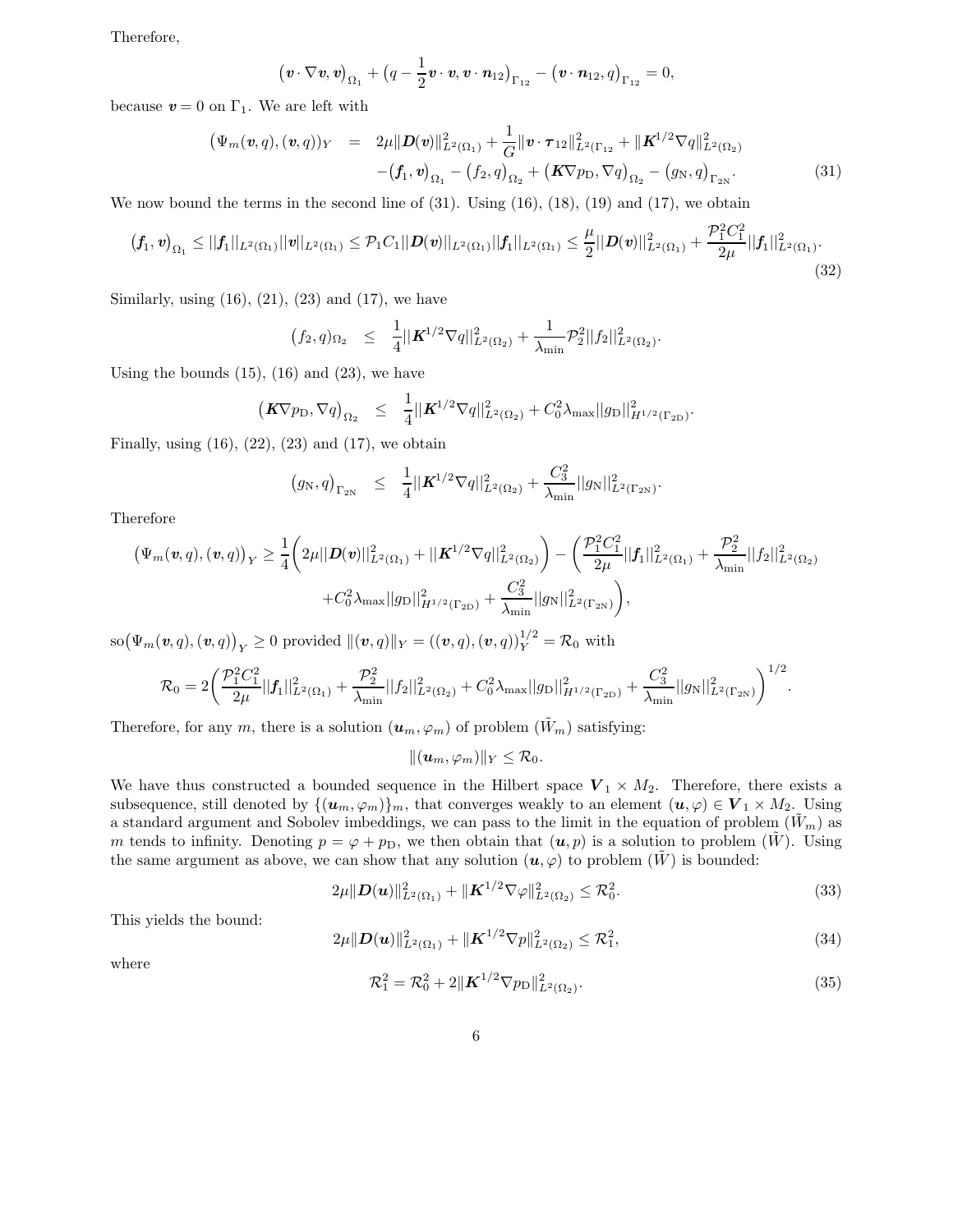Therefore,

$$
\big(\boldsymbol{v}\cdot\nabla\boldsymbol{v},\boldsymbol{v}\big)_{\Omega_1}+\big(q-\frac{1}{2}\boldsymbol{v}\cdot\boldsymbol{v},\boldsymbol{v}\cdot\boldsymbol{n}_{12}\big)_{\Gamma_{12}}-\big(\boldsymbol{v}\cdot\boldsymbol{n}_{12},q\big)_{\Gamma_{12}}=0,
$$

because $\boldsymbol{v}=0$ on $\Gamma_1$. We are left with

$$
\begin{aligned}
\big(\Psi_m(\boldsymbol{v},q),(\boldsymbol{v},q)\big)_Y \;=\;& 2\mu\|\boldsymbol{D}(\boldsymbol{v})\|^2_{L^2(\Omega_1)}+\frac{1}{G}\|\boldsymbol{v}\cdot\boldsymbol{\tau}_{12}\|^2_{L^2(\Gamma_{12}}+\|\boldsymbol{K}^{1/2}\nabla q\|^2_{L^2(\Omega_2)}\\
&-\big(\boldsymbol{f}_1,\boldsymbol{v}\big)_{\Omega_1}-\big(f_2,q\big)_{\Omega_2}+\big(\boldsymbol{K}\nabla p_{\rm D},\nabla q\big)_{\Omega_2}-\big(g_{\rm N},q\big)_{\Gamma_{2\rm N}}.
\end{aligned}\tag{31}
$$

We now bound the terms in the second line of (31). Using (16), (18), (19) and (17), we obtain

$$
\big(\boldsymbol{f}_1,\boldsymbol{v}\big)_{\Omega_1}\leq||\boldsymbol{f}_1||_{L^2(\Omega_1)}||\boldsymbol{v}||_{L^2(\Omega_1)}\leq\mathcal{P}_1C_1||\boldsymbol{D}(\boldsymbol{v})||_{L^2(\Omega_1)}||\boldsymbol{f}_1||_{L^2(\Omega_1)}\leq\frac{\mu}{2}||\boldsymbol{D}(\boldsymbol{v})||^2_{L^2(\Omega_1)}+\frac{\mathcal{P}_1^2C_1^2}{2\mu}||\boldsymbol{f}_1||^2_{L^2(\Omega_1)}.\tag{32}
$$

Similarly, using (16), (21), (23) and (17), we have

$$
\big(f_2,q\big)_{\Omega_2}\;\leq\;\frac{1}{4}||\boldsymbol{K}^{1/2}\nabla q||^2_{L^2(\Omega_2)}+\frac{1}{\lambda_{\min}}\mathcal{P}_2^2||f_2||^2_{L^2(\Omega_2)}.
$$

Using the bounds (15), (16) and (23), we have

$$
\big(\boldsymbol{K}\nabla p_{\rm D},\nabla q\big)_{\Omega_2}\;\leq\;\frac{1}{4}||\boldsymbol{K}^{1/2}\nabla q||^2_{L^2(\Omega_2)}+C_0^2\lambda_{\max}||g_{\rm D}||^2_{H^{1/2}(\Gamma_{2\rm D})}.
$$

Finally, using (16), (22), (23) and (17), we obtain

$$
\big(g_{\rm N},q\big)_{\Gamma_{2\rm N}}\;\leq\;\frac{1}{4}||\boldsymbol{K}^{1/2}\nabla q||^2_{L^2(\Omega_2)}+\frac{C_3^2}{\lambda_{\min}}||g_{\rm N}||^2_{L^2(\Gamma_{2\rm N})}.
$$

Therefore

$$
\begin{aligned}
\big(\Psi_m(\boldsymbol{v},q),(\boldsymbol{v},q)\big)_Y\geq\;&\frac{1}{4}\bigg(2\mu||\boldsymbol{D}(\boldsymbol{v})||^2_{L^2(\Omega_1)}+||\boldsymbol{K}^{1/2}\nabla q||^2_{L^2(\Omega_2)}\bigg)-\bigg(\frac{\mathcal{P}_1^2C_1^2}{2\mu}||\boldsymbol{f}_1||^2_{L^2(\Omega_1)}+\frac{\mathcal{P}_2^2}{\lambda_{\min}}||f_2||^2_{L^2(\Omega_2)}\\
&+C_0^2\lambda_{\max}||g_{\rm D}||^2_{H^{1/2}(\Gamma_{2\rm D})}+\frac{C_3^2}{\lambda_{\min}}||g_{\rm N}||^2_{L^2(\Gamma_{2\rm N})}\bigg),
\end{aligned}
$$

so $\big(\Psi_m(\boldsymbol{v},q),(\boldsymbol{v},q)\big)_Y\geq 0$ provided $\|(\boldsymbol{v},q)\|_Y=((\boldsymbol{v},q),(\boldsymbol{v},q))_Y^{1/2}=\mathcal{R}_0$ with

$$
\mathcal{R}_0=2\bigg(\frac{\mathcal{P}_1^2C_1^2}{2\mu}||\boldsymbol{f}_1||^2_{L^2(\Omega_1)}+\frac{\mathcal{P}_2^2}{\lambda_{\min}}||f_2||^2_{L^2(\Omega_2)}+C_0^2\lambda_{\max}||g_{\rm D}||^2_{H^{1/2}(\Gamma_{2\rm D})}+\frac{C_3^2}{\lambda_{\min}}||g_{\rm N}||^2_{L^2(\Gamma_{2\rm N})}\bigg)^{1/2}.
$$

Therefore, for any $m$, there is a solution $(\boldsymbol{u}_m,\varphi_m)$ of problem $(\tilde{W}_m)$ satisfying:

$$
\|(\boldsymbol{u}_m,\varphi_m)\|_Y\leq\mathcal{R}_0.
$$

We have thus constructed a bounded sequence in the Hilbert space $\boldsymbol{V}_1\times M_2$. Therefore, there exists a subsequence, still denoted by $\{(\boldsymbol{u}_m,\varphi_m)\}_m$, that converges weakly to an element $(\boldsymbol{u},\varphi)\in\boldsymbol{V}_1\times M_2$. Using a standard argument and Sobolev imbeddings, we can pass to the limit in the equation of problem $(\tilde{W}_m)$ as $m$ tends to infinity. Denoting $p=\varphi+p_{\rm D}$, we then obtain that $(\boldsymbol{u},p)$ is a solution to problem $(\tilde{W})$. Using the same argument as above, we can show that any solution $(\boldsymbol{u},\varphi)$ to problem $(\tilde{W})$ is bounded:

$$
2\mu\|\boldsymbol{D}(\boldsymbol{u})\|^2_{L^2(\Omega_1)}+\|\boldsymbol{K}^{1/2}\nabla\varphi\|^2_{L^2(\Omega_2)}\leq\mathcal{R}_0^2.\tag{33}
$$

This yields the bound:

$$
2\mu\|\boldsymbol{D}(\boldsymbol{u})\|^2_{L^2(\Omega_1)}+\|\boldsymbol{K}^{1/2}\nabla p\|^2_{L^2(\Omega_2)}\leq\mathcal{R}_1^2,\tag{34}
$$

where

$$
\mathcal{R}_1^2=\mathcal{R}_0^2+2\|\boldsymbol{K}^{1/2}\nabla p_{\rm D}\|^2_{L^2(\Omega_2)}.\tag{35}
$$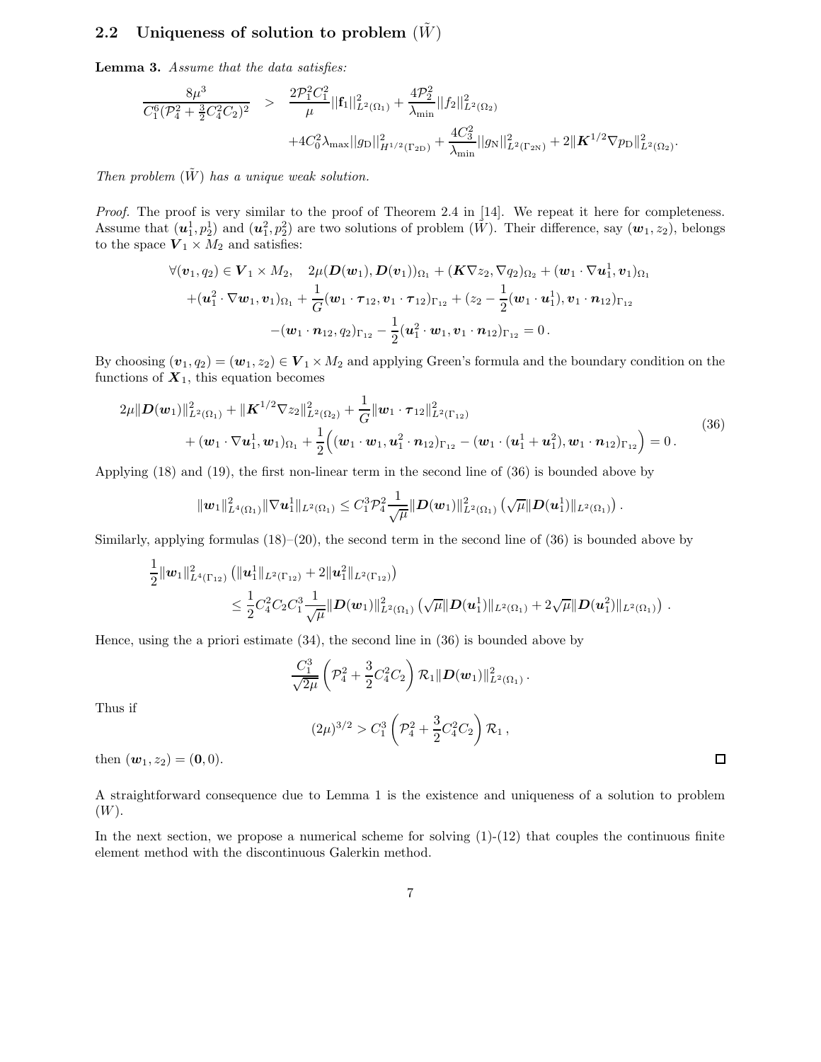## 2.2 Uniqueness of solution to problem $(\tilde{W})$

**Lemma 3.** *Assume that the data satisfies:*

$$\frac{8\mu^3}{C_1^6(\mathcal{P}_4^2 + \frac{3}{2}C_4^2 C_2)^2} \quad > \quad \frac{2\mathcal{P}_1^2 C_1^2}{\mu}||\mathbf{f}_1||^2_{L^2(\Omega_1)} + \frac{4\mathcal{P}_2^2}{\lambda_{\min}}||f_2||^2_{L^2(\Omega_2)}$$
$$+4C_0^2\lambda_{\max}||g_{\mathrm{D}}||^2_{H^{1/2}(\Gamma_{2\mathrm{D}})} + \frac{4C_3^2}{\lambda_{\min}}||g_{\mathrm{N}}||^2_{L^2(\Gamma_{2\mathrm{N}})} + 2\|\boldsymbol{K}^{1/2}\nabla p_{\mathrm{D}}\|^2_{L^2(\Omega_2)}.$$

*Then problem $(\tilde{W})$ has a unique weak solution.*

*Proof.* The proof is very similar to the proof of Theorem 2.4 in [14]. We repeat it here for completeness. Assume that $(\boldsymbol{u}_1^1, p_2^1)$ and $(\boldsymbol{u}_1^2, p_2^2)$ are two solutions of problem $(\tilde{W})$. Their difference, say $(\boldsymbol{w}_1, z_2)$, belongs to the space $\boldsymbol{V}_1 \times M_2$ and satisfies:

$$\forall (\boldsymbol{v}_1, q_2) \in \boldsymbol{V}_1 \times M_2, \quad 2\mu(\boldsymbol{D}(\boldsymbol{w}_1), \boldsymbol{D}(\boldsymbol{v}_1))_{\Omega_1} + (\boldsymbol{K}\nabla z_2, \nabla q_2)_{\Omega_2} + (\boldsymbol{w}_1 \cdot \nabla \boldsymbol{u}_1^1, \boldsymbol{v}_1)_{\Omega_1}$$
$$+(\boldsymbol{u}_1^2 \cdot \nabla \boldsymbol{w}_1, \boldsymbol{v}_1)_{\Omega_1} + \frac{1}{G}(\boldsymbol{w}_1 \cdot \boldsymbol{\tau}_{12}, \boldsymbol{v}_1 \cdot \boldsymbol{\tau}_{12})_{\Gamma_{12}} + (z_2 - \frac{1}{2}(\boldsymbol{w}_1 \cdot \boldsymbol{u}_1^1), \boldsymbol{v}_1 \cdot \boldsymbol{n}_{12})_{\Gamma_{12}}$$
$$-(\boldsymbol{w}_1 \cdot \boldsymbol{n}_{12}, q_2)_{\Gamma_{12}} - \frac{1}{2}(\boldsymbol{u}_1^2 \cdot \boldsymbol{w}_1, \boldsymbol{v}_1 \cdot \boldsymbol{n}_{12})_{\Gamma_{12}} = 0\,.$$

By choosing $(\boldsymbol{v}_1, q_2) = (\boldsymbol{w}_1, z_2) \in \boldsymbol{V}_1 \times M_2$ and applying Green's formula and the boundary condition on the functions of $\boldsymbol{X}_1$, this equation becomes

$$2\mu\|\boldsymbol{D}(\boldsymbol{w}_1)\|^2_{L^2(\Omega_1)} + \|\boldsymbol{K}^{1/2}\nabla z_2\|^2_{L^2(\Omega_2)} + \frac{1}{G}\|\boldsymbol{w}_1 \cdot \boldsymbol{\tau}_{12}\|^2_{L^2(\Gamma_{12})}$$
$$+ (\boldsymbol{w}_1 \cdot \nabla \boldsymbol{u}_1^1, \boldsymbol{w}_1)_{\Omega_1} + \frac{1}{2}\Big((\boldsymbol{w}_1 \cdot \boldsymbol{w}_1, \boldsymbol{u}_1^2 \cdot \boldsymbol{n}_{12})_{\Gamma_{12}} - (\boldsymbol{w}_1 \cdot (\boldsymbol{u}_1^1 + \boldsymbol{u}_1^2), \boldsymbol{w}_1 \cdot \boldsymbol{n}_{12})_{\Gamma_{12}}\Big) = 0\,. \tag{36}$$

Applying (18) and (19), the first non-linear term in the second line of (36) is bounded above by

$$\|\boldsymbol{w}_1\|^2_{L^4(\Omega_1)}\|\nabla \boldsymbol{u}_1^1\|_{L^2(\Omega_1)} \le C_1^3 \mathcal{P}_4^2 \frac{1}{\sqrt{\mu}}\|\boldsymbol{D}(\boldsymbol{w}_1)\|^2_{L^2(\Omega_1)}\left(\sqrt{\mu}\|\boldsymbol{D}(\boldsymbol{u}_1^1)\|_{L^2(\Omega_1)}\right).$$

Similarly, applying formulas (18)–(20), the second term in the second line of (36) is bounded above by

$$\frac{1}{2}\|\boldsymbol{w}_1\|^2_{L^4(\Gamma_{12})}\left(\|\boldsymbol{u}_1^1\|_{L^2(\Gamma_{12})} + 2\|\boldsymbol{u}_1^2\|_{L^2(\Gamma_{12})}\right)$$
$$\le \frac{1}{2}C_4^2 C_2 C_1^3 \frac{1}{\sqrt{\mu}}\|\boldsymbol{D}(\boldsymbol{w}_1)\|^2_{L^2(\Omega_1)}\left(\sqrt{\mu}\|\boldsymbol{D}(\boldsymbol{u}_1^1)\|_{L^2(\Omega_1)} + 2\sqrt{\mu}\|\boldsymbol{D}(\boldsymbol{u}_1^2)\|_{L^2(\Omega_1)}\right).$$

Hence, using the a priori estimate (34), the second line in (36) is bounded above by

$$\frac{C_1^3}{\sqrt{2\mu}}\left(\mathcal{P}_4^2 + \frac{3}{2}C_4^2 C_2\right)\mathcal{R}_1\|\boldsymbol{D}(\boldsymbol{w}_1)\|^2_{L^2(\Omega_1)}.$$

Thus if

$$(2\mu)^{3/2} > C_1^3\left(\mathcal{P}_4^2 + \frac{3}{2}C_4^2 C_2\right)\mathcal{R}_1\,,$$

then $(\boldsymbol{w}_1, z_2) = (\boldsymbol{0}, 0)$. $\square$

A straightforward consequence due to Lemma 1 is the existence and uniqueness of a solution to problem $(W)$.

In the next section, we propose a numerical scheme for solving (1)-(12) that couples the continuous finite element method with the discontinuous Galerkin method.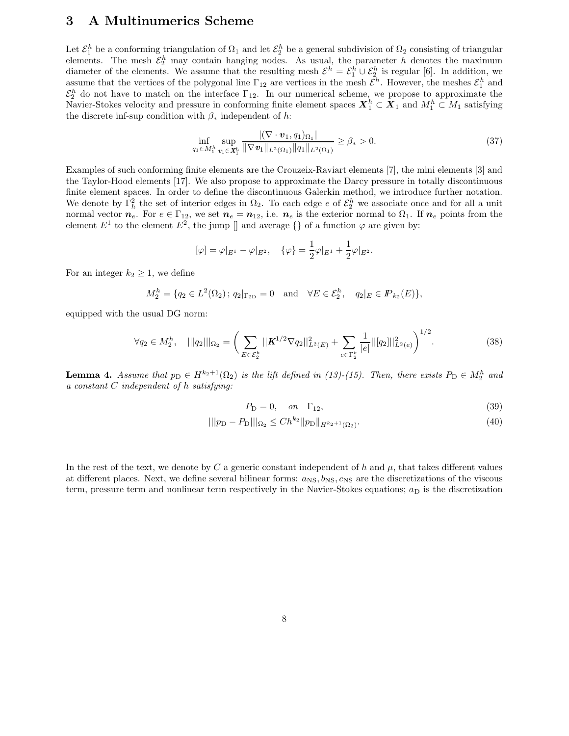# 3 A Multinumerics Scheme

Let $\mathcal{E}_1^h$ be a conforming triangulation of $\Omega_1$ and let $\mathcal{E}_2^h$ be a general subdivision of $\Omega_2$ consisting of triangular elements. The mesh $\mathcal{E}_2^h$ may contain hanging nodes. As usual, the parameter $h$ denotes the maximum diameter of the elements. We assume that the resulting mesh $\mathcal{E}^h = \mathcal{E}_1^h \cup \mathcal{E}_2^h$ is regular [6]. In addition, we assume that the vertices of the polygonal line $\Gamma_{12}$ are vertices in the mesh $\mathcal{E}^h$. However, the meshes $\mathcal{E}_1^h$ and $\mathcal{E}_2^h$ do not have to match on the interface $\Gamma_{12}$. In our numerical scheme, we propose to approximate the Navier-Stokes velocity and pressure in conforming finite element spaces $\boldsymbol{X}_1^h \subset \boldsymbol{X}_1$ and $M_1^h \subset M_1$ satisfying the discrete inf-sup condition with $\beta_*$ independent of $h$:

$$\inf_{q_1 \in M_1^h} \sup_{\boldsymbol{v}_1 \in \boldsymbol{X}_1^h} \frac{|(\nabla \cdot \boldsymbol{v}_1, q_1)_{\Omega_1}|}{\|\nabla \boldsymbol{v}_1\|_{L^2(\Omega_1)} \|q_1\|_{L^2(\Omega_1)}} \geq \beta_* > 0. \tag{37}$$

Examples of such conforming finite elements are the Crouzeix-Raviart elements [7], the mini elements [3] and the Taylor-Hood elements [17]. We also propose to approximate the Darcy pressure in totally discontinuous finite element spaces. In order to define the discontinuous Galerkin method, we introduce further notation. We denote by $\Gamma_h^2$ the set of interior edges in $\Omega_2$. To each edge $e$ of $\mathcal{E}_2^h$ we associate once and for all a unit normal vector $\boldsymbol{n}_e$. For $e \in \Gamma_{12}$, we set $\boldsymbol{n}_e = \boldsymbol{n}_{12}$, i.e. $\boldsymbol{n}_e$ is the exterior normal to $\Omega_1$. If $\boldsymbol{n}_e$ points from the element $E^1$ to the element $E^2$, the jump [] and average {} of a function $\varphi$ are given by:

$$[\varphi] = \varphi|_{E^1} - \varphi|_{E^2}, \quad \{\varphi\} = \frac{1}{2}\varphi|_{E^1} + \frac{1}{2}\varphi|_{E^2}.$$

For an integer $k_2 \geq 1$, we define

$$M_2^h = \{q_2 \in L^2(\Omega_2)\,;\, q_2|_{\Gamma_{2\mathrm{D}}} = 0 \quad \text{and} \quad \forall E \in \mathcal{E}_2^h, \quad q_2|_E \in I\!P_{k_2}(E)\},$$

equipped with the usual DG norm:

$$\forall q_2 \in M_2^h, \quad |||q_2|||_{\Omega_2} = \bigg( \sum_{E \in \mathcal{E}_2^h} ||\boldsymbol{K}^{1/2} \nabla q_2||^2_{L^2(E)} + \sum_{e \in \Gamma_2^h} \frac{1}{|e|} ||[q_2]||^2_{L^2(e)} \bigg)^{1/2}. \tag{38}$$

**Lemma 4.** *Assume that $p_\mathrm{D} \in H^{k_2+1}(\Omega_2)$ is the lift defined in (13)-(15). Then, there exists $P_\mathrm{D} \in M_2^h$ and a constant $C$ independent of $h$ satisfying:*

$$P_\mathrm{D} = 0, \quad on \quad \Gamma_{12}, \tag{39}$$

$$|||p_\mathrm{D} - P_\mathrm{D}|||_{\Omega_2} \leq C h^{k_2} \|p_\mathrm{D}\|_{H^{k_2+1}(\Omega_2)}. \tag{40}$$

In the rest of the text, we denote by $C$ a generic constant independent of $h$ and $\mu$, that takes different values at different places. Next, we define several bilinear forms: $a_{\mathrm{NS}}, b_{\mathrm{NS}}, c_{\mathrm{NS}}$ are the discretizations of the viscous term, pressure term and nonlinear term respectively in the Navier-Stokes equations; $a_\mathrm{D}$ is the discretization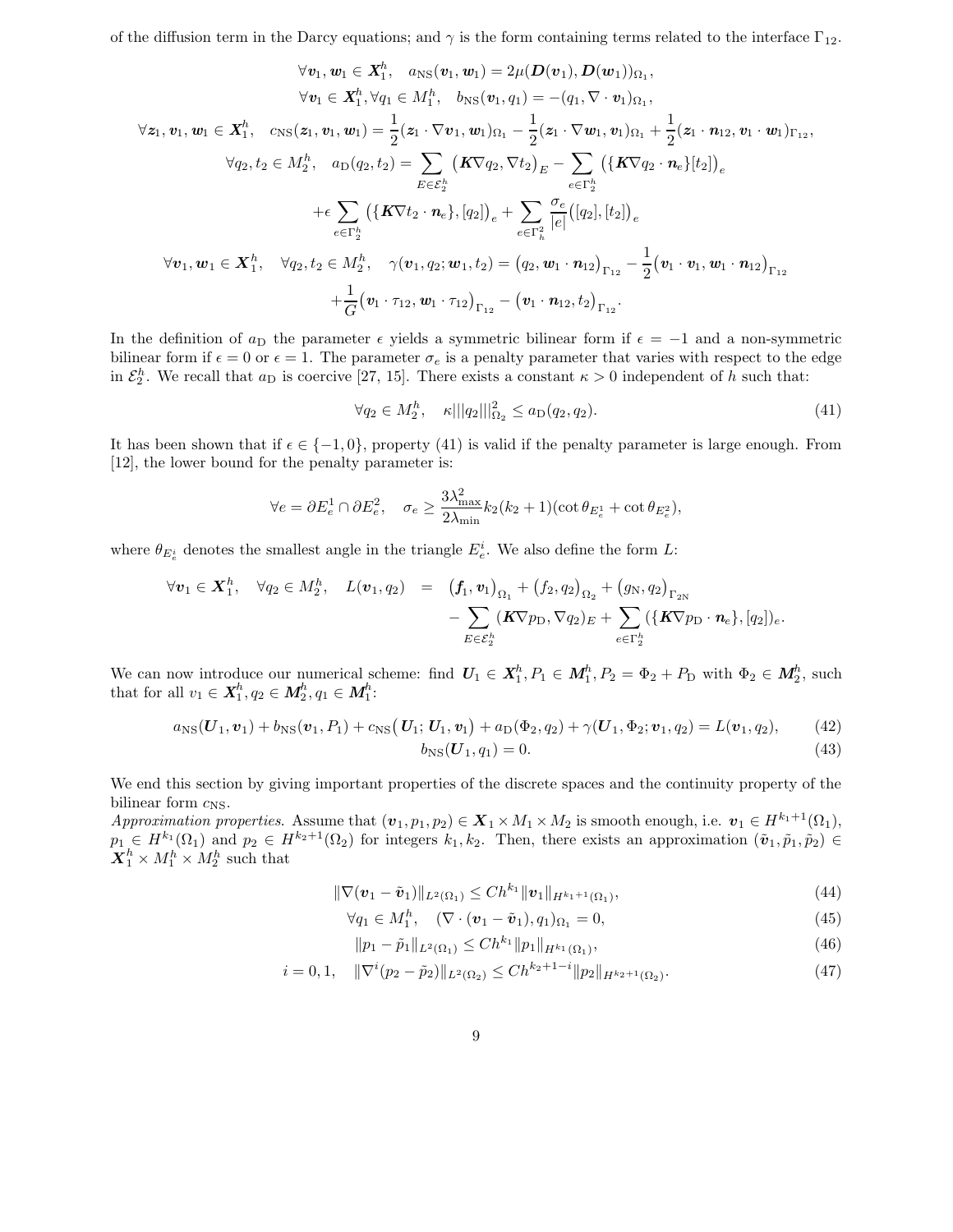of the diffusion term in the Darcy equations; and $\gamma$ is the form containing terms related to the interface $\Gamma_{12}$.

$$
\forall \boldsymbol{v}_1, \boldsymbol{w}_1 \in \boldsymbol{X}_1^h, \quad a_{\rm NS}(\boldsymbol{v}_1, \boldsymbol{w}_1) = 2\mu(\boldsymbol{D}(\boldsymbol{v}_1), \boldsymbol{D}(\boldsymbol{w}_1))_{\Omega_1},
$$

$$
\forall \boldsymbol{v}_1 \in \boldsymbol{X}_1^h, \forall q_1 \in M_1^h, \quad b_{\rm NS}(\boldsymbol{v}_1, q_1) = -(q_1, \nabla \cdot \boldsymbol{v}_1)_{\Omega_1},
$$

$$
\forall \boldsymbol{z}_1, \boldsymbol{v}_1, \boldsymbol{w}_1 \in \boldsymbol{X}_1^h, \quad c_{\rm NS}(\boldsymbol{z}_1, \boldsymbol{v}_1, \boldsymbol{w}_1) = \frac{1}{2}(\boldsymbol{z}_1 \cdot \nabla \boldsymbol{v}_1, \boldsymbol{w}_1)_{\Omega_1} - \frac{1}{2}(\boldsymbol{z}_1 \cdot \nabla \boldsymbol{w}_1, \boldsymbol{v}_1)_{\Omega_1} + \frac{1}{2}(\boldsymbol{z}_1 \cdot \boldsymbol{n}_{12}, \boldsymbol{v}_1 \cdot \boldsymbol{w}_1)_{\Gamma_{12}},
$$

$$
\forall q_2, t_2 \in M_2^h, \quad a_{\rm D}(q_2, t_2) = \sum_{E \in \mathcal{E}_2^h} \big(\boldsymbol{K} \nabla q_2, \nabla t_2\big)_E - \sum_{e \in \Gamma_2^h} \big(\{\boldsymbol{K} \nabla q_2 \cdot \boldsymbol{n}_e\}[t_2]\big)_e
$$

$$
+\epsilon \sum_{e \in \Gamma_2^h} \big(\{\boldsymbol{K} \nabla t_2 \cdot \boldsymbol{n}_e\}, [q_2]\big)_e + \sum_{e \in \Gamma_h^2} \frac{\sigma_e}{|e|}\big([q_2], [t_2]\big)_e
$$

$$
\forall \boldsymbol{v}_1, \boldsymbol{w}_1 \in \boldsymbol{X}_1^h, \quad \forall q_2, t_2 \in M_2^h, \quad \gamma(\boldsymbol{v}_1, q_2; \boldsymbol{w}_1, t_2) = \big(q_2, \boldsymbol{w}_1 \cdot \boldsymbol{n}_{12}\big)_{\Gamma_{12}} - \frac{1}{2}\big(\boldsymbol{v}_1 \cdot \boldsymbol{v}_1, \boldsymbol{w}_1 \cdot \boldsymbol{n}_{12}\big)_{\Gamma_{12}}
$$

$$
+\frac{1}{G}\big(\boldsymbol{v}_1 \cdot \tau_{12}, \boldsymbol{w}_1 \cdot \tau_{12}\big)_{\Gamma_{12}} - \big(\boldsymbol{v}_1 \cdot \boldsymbol{n}_{12}, t_2\big)_{\Gamma_{12}}.
$$

In the definition of $a_{\rm D}$ the parameter $\epsilon$ yields a symmetric bilinear form if $\epsilon = -1$ and a non-symmetric bilinear form if $\epsilon = 0$ or $\epsilon = 1$. The parameter $\sigma_e$ is a penalty parameter that varies with respect to the edge in $\mathcal{E}_2^h$. We recall that $a_{\rm D}$ is coercive [27, 15]. There exists a constant $\kappa > 0$ independent of $h$ such that:

$$
\forall q_2 \in M_2^h, \quad \kappa |||q_2|||_{\Omega_2}^2 \leq a_{\rm D}(q_2, q_2). \tag{41}
$$

It has been shown that if $\epsilon \in \{-1, 0\}$, property (41) is valid if the penalty parameter is large enough. From [12], the lower bound for the penalty parameter is:

$$
\forall e = \partial E_e^1 \cap \partial E_e^2, \quad \sigma_e \geq \frac{3\lambda_{\max}^2}{2\lambda_{\min}} k_2(k_2+1)(\cot\theta_{E_e^1} + \cot\theta_{E_e^2}),
$$

where $\theta_{E_e^i}$ denotes the smallest angle in the triangle $E_e^i$. We also define the form $L$:

$$
\forall \boldsymbol{v}_1 \in \boldsymbol{X}_1^h, \quad \forall q_2 \in M_2^h, \quad L(\boldsymbol{v}_1, q_2) = \big(\boldsymbol{f}_1, \boldsymbol{v}_1\big)_{\Omega_1} + \big(f_2, q_2\big)_{\Omega_2} + \big(g_{\rm N}, q_2\big)_{\Gamma_{2\rm N}} - \sum_{E \in \mathcal{E}_2^h} (\boldsymbol{K} \nabla p_{\rm D}, \nabla q_2)_E + \sum_{e \in \Gamma_2^h} (\{\boldsymbol{K} \nabla p_{\rm D} \cdot \boldsymbol{n}_e\}, [q_2])_e.
$$

We can now introduce our numerical scheme: find $\boldsymbol{U}_1 \in \boldsymbol{X}_1^h, P_1 \in \boldsymbol{M}_1^h, P_2 = \Phi_2 + P_{\rm D}$ with $\Phi_2 \in \boldsymbol{M}_2^h$, such that for all $v_1 \in \boldsymbol{X}_1^h, q_2 \in \boldsymbol{M}_2^h, q_1 \in \boldsymbol{M}_1^h$:

$$
a_{\rm NS}(\boldsymbol{U}_1, \boldsymbol{v}_1) + b_{\rm NS}(\boldsymbol{v}_1, P_1) + c_{\rm NS}\big(\boldsymbol{U}_1; \boldsymbol{U}_1, \boldsymbol{v}_1\big) + a_{\rm D}(\Phi_2, q_2) + \gamma(\boldsymbol{U}_1, \Phi_2; \boldsymbol{v}_1, q_2) = L(\boldsymbol{v}_1, q_2), \tag{42}
$$

$$
b_{\rm NS}(\boldsymbol{U}_1, q_1) = 0. \tag{43}
$$

We end this section by giving important properties of the discrete spaces and the continuity property of the bilinear form $c_{\rm NS}$.

*Approximation properties.* Assume that $(\boldsymbol{v}_1, p_1, p_2) \in \boldsymbol{X}_1 \times M_1 \times M_2$ is smooth enough, i.e. $\boldsymbol{v}_1 \in H^{k_1+1}(\Omega_1)$, $p_1 \in H^{k_1}(\Omega_1)$ and $p_2 \in H^{k_2+1}(\Omega_2)$ for integers $k_1, k_2$. Then, there exists an approximation $(\tilde{\boldsymbol{v}}_1, \tilde{p}_1, \tilde{p}_2) \in \boldsymbol{X}_1^h \times M_1^h \times M_2^h$ such that

$$
\|\nabla(\boldsymbol{v}_1 - \tilde{\boldsymbol{v}}_1)\|_{L^2(\Omega_1)} \leq Ch^{k_1}\|\boldsymbol{v}_1\|_{H^{k_1+1}(\Omega_1)}, \tag{44}
$$

$$
\forall q_1 \in M_1^h, \quad (\nabla \cdot (\boldsymbol{v}_1 - \tilde{\boldsymbol{v}}_1), q_1)_{\Omega_1} = 0, \tag{45}
$$

$$
\|p_1 - \tilde{p}_1\|_{L^2(\Omega_1)} \leq Ch^{k_1}\|p_1\|_{H^{k_1}(\Omega_1)}, \tag{46}
$$

$$
i = 0, 1, \quad \|\nabla^i(p_2 - \tilde{p}_2)\|_{L^2(\Omega_2)} \leq Ch^{k_2+1-i}\|p_2\|_{H^{k_2+1}(\Omega_2)}. \tag{47}
$$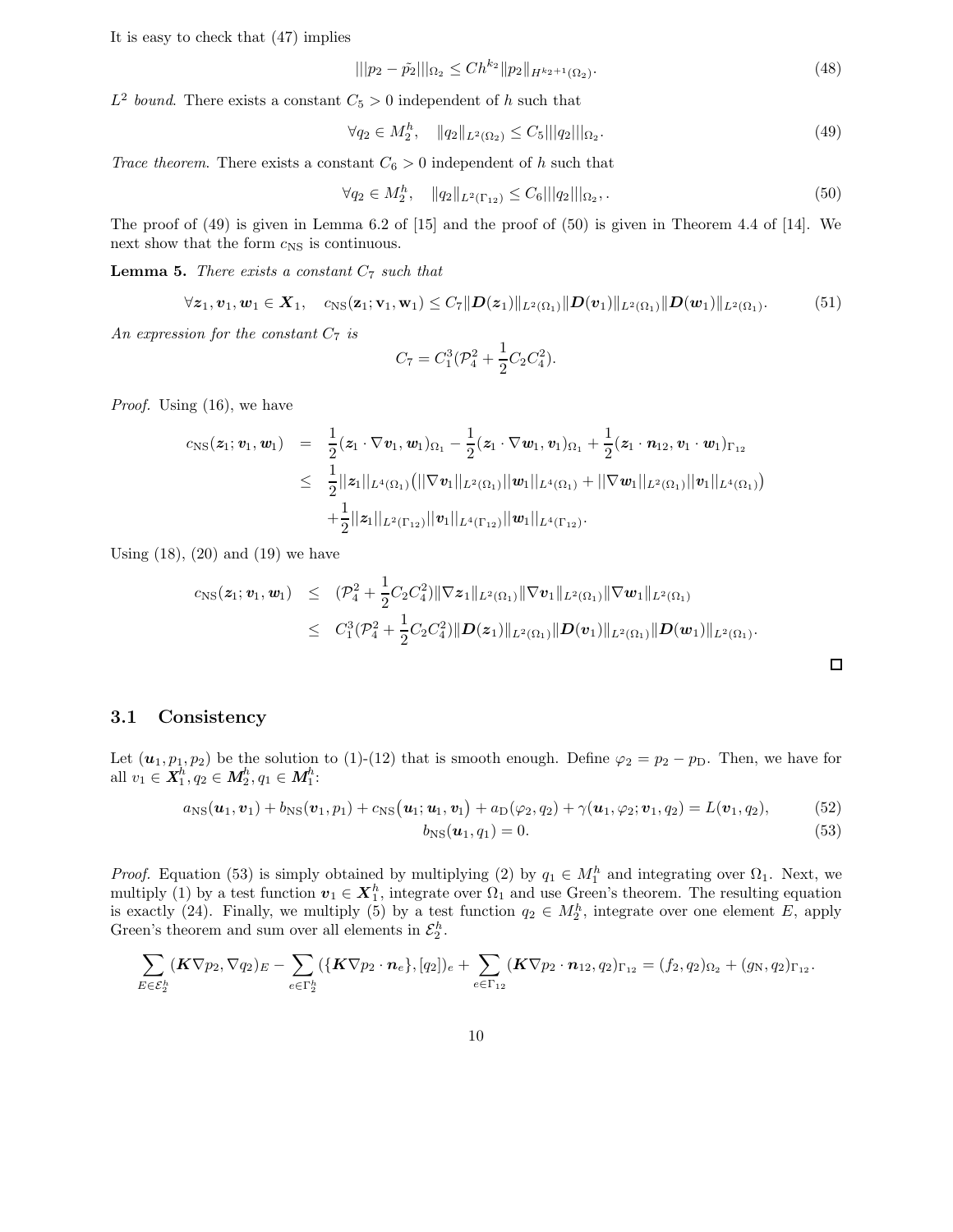It is easy to check that (47) implies

$$|||p_2 - \tilde{p_2}|||_{\Omega_2} \leq Ch^{k_2}\|p_2\|_{H^{k_2+1}(\Omega_2)}. \tag{48}$$

*$L^2$ bound.* There exists a constant $C_5 > 0$ independent of $h$ such that

$$\forall q_2 \in M_2^h, \quad \|q_2\|_{L^2(\Omega_2)} \leq C_5|||q_2|||_{\Omega_2}. \tag{49}$$

*Trace theorem.* There exists a constant $C_6 > 0$ independent of $h$ such that

$$\forall q_2 \in M_2^h, \quad \|q_2\|_{L^2(\Gamma_{12})} \leq C_6|||q_2|||_{\Omega_2}, . \tag{50}$$

The proof of (49) is given in Lemma 6.2 of [15] and the proof of (50) is given in Theorem 4.4 of [14]. We next show that the form $c_{\mathrm{NS}}$ is continuous.

**Lemma 5.** *There exists a constant $C_7$ such that*

$$\forall \boldsymbol{z}_1, \boldsymbol{v}_1, \boldsymbol{w}_1 \in \boldsymbol{X}_1, \quad c_{\mathrm{NS}}(\boldsymbol{z}_1; \boldsymbol{v}_1, \mathbf{w}_1) \leq C_7\|\boldsymbol{D}(\boldsymbol{z}_1)\|_{L^2(\Omega_1)}\|\boldsymbol{D}(\boldsymbol{v}_1)\|_{L^2(\Omega_1)}\|\boldsymbol{D}(\boldsymbol{w}_1)\|_{L^2(\Omega_1)}. \tag{51}$$

*An expression for the constant $C_7$ is*

$$C_7 = C_1^3(\mathcal{P}_4^2 + \frac{1}{2}C_2C_4^2).$$

*Proof.* Using (16), we have

$$\begin{aligned}
c_{\mathrm{NS}}(\boldsymbol{z}_1; \boldsymbol{v}_1, \boldsymbol{w}_1) &= \frac{1}{2}(\boldsymbol{z}_1 \cdot \nabla \boldsymbol{v}_1, \boldsymbol{w}_1)_{\Omega_1} - \frac{1}{2}(\boldsymbol{z}_1 \cdot \nabla \boldsymbol{w}_1, \boldsymbol{v}_1)_{\Omega_1} + \frac{1}{2}(\boldsymbol{z}_1 \cdot \boldsymbol{n}_{12}, \boldsymbol{v}_1 \cdot \boldsymbol{w}_1)_{\Gamma_{12}} \\
&\leq \frac{1}{2}||\boldsymbol{z}_1||_{L^4(\Omega_1)}\big(||\nabla \boldsymbol{v}_1||_{L^2(\Omega_1)}||\boldsymbol{w}_1||_{L^4(\Omega_1)} + ||\nabla \boldsymbol{w}_1||_{L^2(\Omega_1)}||\boldsymbol{v}_1||_{L^4(\Omega_1)}\big) \\
&\quad + \frac{1}{2}||\boldsymbol{z}_1||_{L^2(\Gamma_{12})}||\boldsymbol{v}_1||_{L^4(\Gamma_{12})}||\boldsymbol{w}_1||_{L^4(\Gamma_{12})}.
\end{aligned}$$

Using (18), (20) and (19) we have

$$\begin{aligned}
c_{\mathrm{NS}}(\boldsymbol{z}_1; \boldsymbol{v}_1, \boldsymbol{w}_1) &\leq (\mathcal{P}_4^2 + \frac{1}{2}C_2C_4^2)\|\nabla \boldsymbol{z}_1\|_{L^2(\Omega_1)}\|\nabla \boldsymbol{v}_1\|_{L^2(\Omega_1)}\|\nabla \boldsymbol{w}_1\|_{L^2(\Omega_1)} \\
&\leq C_1^3(\mathcal{P}_4^2 + \frac{1}{2}C_2C_4^2)\|\boldsymbol{D}(\boldsymbol{z}_1)\|_{L^2(\Omega_1)}\|\boldsymbol{D}(\boldsymbol{v}_1)\|_{L^2(\Omega_1)}\|\boldsymbol{D}(\boldsymbol{w}_1)\|_{L^2(\Omega_1)}.
\end{aligned}$$

□

### 3.1 Consistency

Let $(\boldsymbol{u}_1, p_1, p_2)$ be the solution to (1)-(12) that is smooth enough. Define $\varphi_2 = p_2 - p_{\mathrm{D}}$. Then, we have for all $v_1 \in \boldsymbol{X}_1^h, q_2 \in \boldsymbol{M}_2^h, q_1 \in \boldsymbol{M}_1^h$:

$$a_{\mathrm{NS}}(\boldsymbol{u}_1, \boldsymbol{v}_1) + b_{\mathrm{NS}}(\boldsymbol{v}_1, p_1) + c_{\mathrm{NS}}\big(\boldsymbol{u}_1; \boldsymbol{u}_1, \boldsymbol{v}_1\big) + a_{\mathrm{D}}(\varphi_2, q_2) + \gamma(\boldsymbol{u}_1, \varphi_2; \boldsymbol{v}_1, q_2) = L(\boldsymbol{v}_1, q_2), \tag{52}$$

$$b_{\mathrm{NS}}(\boldsymbol{u}_1, q_1) = 0. \tag{53}$$

*Proof.* Equation (53) is simply obtained by multiplying (2) by $q_1 \in M_1^h$ and integrating over $\Omega_1$. Next, we multiply (1) by a test function $\boldsymbol{v}_1 \in \boldsymbol{X}_1^h$, integrate over $\Omega_1$ and use Green's theorem. The resulting equation is exactly (24). Finally, we multiply (5) by a test function $q_2 \in M_2^h$, integrate over one element $E$, apply Green's theorem and sum over all elements in $\mathcal{E}_2^h$.

$$\sum_{E \in \mathcal{E}_2^h}(\boldsymbol{K}\nabla p_2, \nabla q_2)_E - \sum_{e \in \Gamma_2^h}(\{\boldsymbol{K}\nabla p_2 \cdot \boldsymbol{n}_e\}, [q_2])_e + \sum_{e \in \Gamma_{12}}(\boldsymbol{K}\nabla p_2 \cdot \boldsymbol{n}_{12}, q_2)_{\Gamma_{12}} = (f_2, q_2)_{\Omega_2} + (g_{\mathrm{N}}, q_2)_{\Gamma_{12}}.$$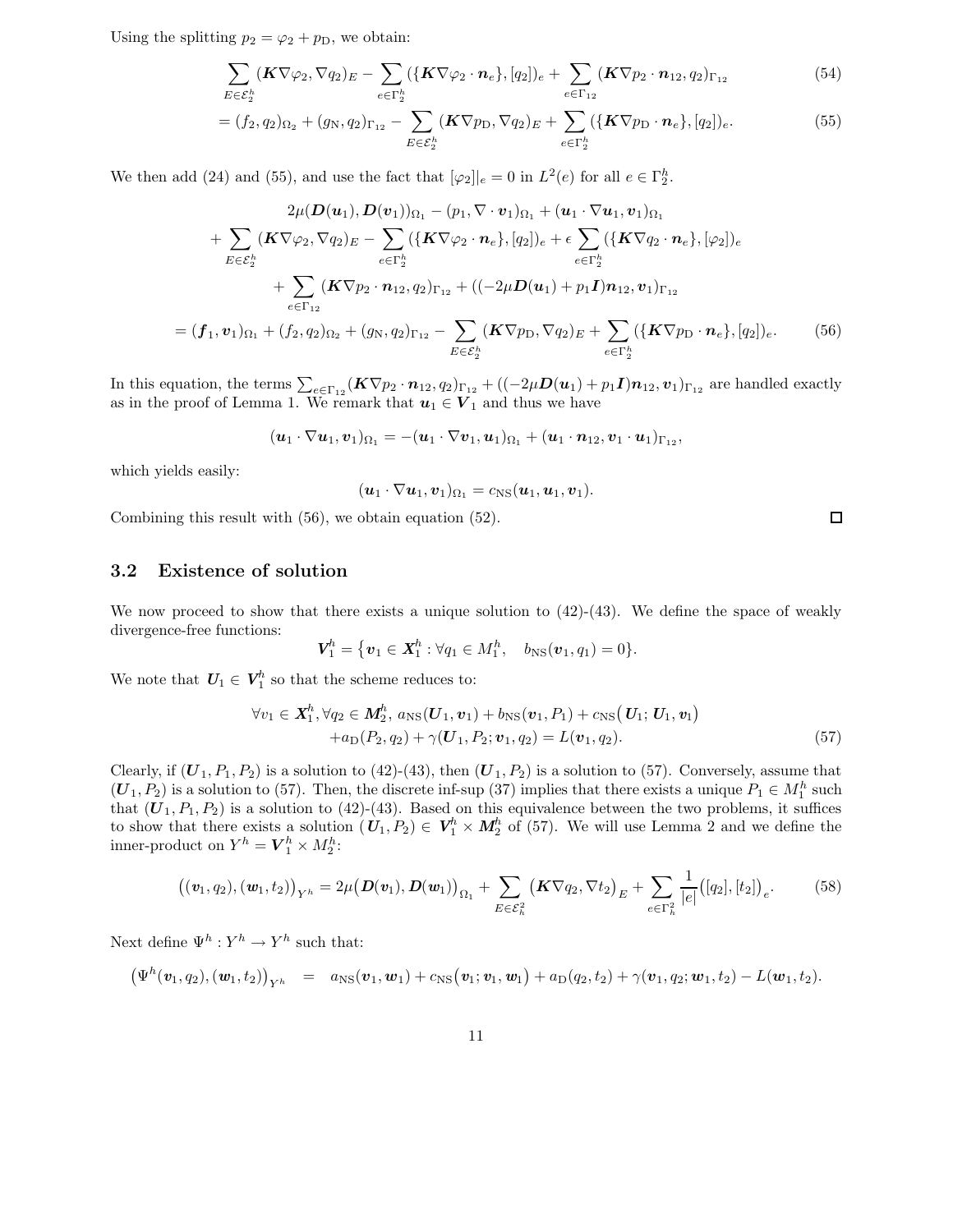Using the splitting $p_2 = \varphi_2 + p_\mathrm{D}$, we obtain:

$$\sum_{E\in\mathcal{E}_2^h} (\boldsymbol{K}\nabla\varphi_2, \nabla q_2)_E - \sum_{e\in\Gamma_2^h} (\{\boldsymbol{K}\nabla\varphi_2\cdot\boldsymbol{n}_e\}, [q_2])_e + \sum_{e\in\Gamma_{12}} (\boldsymbol{K}\nabla p_2\cdot\boldsymbol{n}_{12}, q_2)_{\Gamma_{12}} \tag{54}$$

$$= (f_2, q_2)_{\Omega_2} + (g_\mathrm{N}, q_2)_{\Gamma_{12}} - \sum_{E\in\mathcal{E}_2^h} (\boldsymbol{K}\nabla p_\mathrm{D}, \nabla q_2)_E + \sum_{e\in\Gamma_2^h} (\{\boldsymbol{K}\nabla p_\mathrm{D}\cdot\boldsymbol{n}_e\}, [q_2])_e. \tag{55}$$

We then add (24) and (55), and use the fact that $[\varphi_2]|_e = 0$ in $L^2(e)$ for all $e\in\Gamma_2^h$.

$$\begin{aligned}
&2\mu(\boldsymbol{D}(\boldsymbol{u}_1), \boldsymbol{D}(\boldsymbol{v}_1))_{\Omega_1} - (p_1, \nabla\cdot\boldsymbol{v}_1)_{\Omega_1} + (\boldsymbol{u}_1\cdot\nabla\boldsymbol{u}_1, \boldsymbol{v}_1)_{\Omega_1} \\
&+ \sum_{E\in\mathcal{E}_2^h} (\boldsymbol{K}\nabla\varphi_2, \nabla q_2)_E - \sum_{e\in\Gamma_2^h} (\{\boldsymbol{K}\nabla\varphi_2\cdot\boldsymbol{n}_e\}, [q_2])_e + \epsilon \sum_{e\in\Gamma_2^h} (\{\boldsymbol{K}\nabla q_2\cdot\boldsymbol{n}_e\}, [\varphi_2])_e \\
&+ \sum_{e\in\Gamma_{12}} (\boldsymbol{K}\nabla p_2\cdot\boldsymbol{n}_{12}, q_2)_{\Gamma_{12}} + ((-2\mu\boldsymbol{D}(\boldsymbol{u}_1) + p_1\boldsymbol{I})\boldsymbol{n}_{12}, \boldsymbol{v}_1)_{\Gamma_{12}} \\
&= (\boldsymbol{f}_1, \boldsymbol{v}_1)_{\Omega_1} + (f_2, q_2)_{\Omega_2} + (g_\mathrm{N}, q_2)_{\Gamma_{12}} - \sum_{E\in\mathcal{E}_2^h} (\boldsymbol{K}\nabla p_\mathrm{D}, \nabla q_2)_E + \sum_{e\in\Gamma_2^h} (\{\boldsymbol{K}\nabla p_\mathrm{D}\cdot\boldsymbol{n}_e\}, [q_2])_e.
\end{aligned} \tag{56}$$

In this equation, the terms $\sum_{e\in\Gamma_{12}} (\boldsymbol{K}\nabla p_2\cdot\boldsymbol{n}_{12}, q_2)_{\Gamma_{12}} + ((-2\mu\boldsymbol{D}(\boldsymbol{u}_1) + p_1\boldsymbol{I})\boldsymbol{n}_{12}, \boldsymbol{v}_1)_{\Gamma_{12}}$ are handled exactly as in the proof of Lemma 1. We remark that $\boldsymbol{u}_1 \in \boldsymbol{V}_1$ and thus we have

$$(\boldsymbol{u}_1\cdot\nabla\boldsymbol{u}_1, \boldsymbol{v}_1)_{\Omega_1} = -(\boldsymbol{u}_1\cdot\nabla\boldsymbol{v}_1, \boldsymbol{u}_1)_{\Omega_1} + (\boldsymbol{u}_1\cdot\boldsymbol{n}_{12}, \boldsymbol{v}_1\cdot\boldsymbol{u}_1)_{\Gamma_{12}},$$

which yields easily:

$$(\boldsymbol{u}_1\cdot\nabla\boldsymbol{u}_1, \boldsymbol{v}_1)_{\Omega_1} = c_\mathrm{NS}(\boldsymbol{u}_1, \boldsymbol{u}_1, \boldsymbol{v}_1).$$

Combining this result with (56), we obtain equation (52). □

## 3.2 Existence of solution

We now proceed to show that there exists a unique solution to (42)-(43). We define the space of weakly divergence-free functions:

$$\boldsymbol{V}_1^h = \{\boldsymbol{v}_1 \in \boldsymbol{X}_1^h : \forall q_1 \in M_1^h, \quad b_\mathrm{NS}(\boldsymbol{v}_1, q_1) = 0\}.$$

We note that $\boldsymbol{U}_1 \in \boldsymbol{V}_1^h$ so that the scheme reduces to:

$$\begin{aligned}
&\forall v_1 \in \boldsymbol{X}_1^h, \forall q_2 \in \boldsymbol{M}_2^h,\ a_\mathrm{NS}(\boldsymbol{U}_1, \boldsymbol{v}_1) + b_\mathrm{NS}(\boldsymbol{v}_1, P_1) + c_\mathrm{NS}(\boldsymbol{U}_1; \boldsymbol{U}_1, \boldsymbol{v}_1) \\
&\quad + a_\mathrm{D}(P_2, q_2) + \gamma(\boldsymbol{U}_1, P_2; \boldsymbol{v}_1, q_2) = L(\boldsymbol{v}_1, q_2).
\end{aligned} \tag{57}$$

Clearly, if $(\boldsymbol{U}_1, P_1, P_2)$ is a solution to (42)-(43), then $(\boldsymbol{U}_1, P_2)$ is a solution to (57). Conversely, assume that $(\boldsymbol{U}_1, P_2)$ is a solution to (57). Then, the discrete inf-sup (37) implies that there exists a unique $P_1 \in M_1^h$ such that $(\boldsymbol{U}_1, P_1, P_2)$ is a solution to (42)-(43). Based on this equivalence between the two problems, it suffices to show that there exists a solution $(\boldsymbol{U}_1, P_2) \in \boldsymbol{V}_1^h \times \boldsymbol{M}_2^h$ of (57). We will use Lemma 2 and we define the inner-product on $Y^h = \boldsymbol{V}_1^h \times M_2^h$:

$$\big((\boldsymbol{v}_1, q_2), (\boldsymbol{w}_1, t_2)\big)_{Y^h} = 2\mu\big(\boldsymbol{D}(\boldsymbol{v}_1), \boldsymbol{D}(\boldsymbol{w}_1)\big)_{\Omega_1} + \sum_{E\in\mathcal{E}_h^2} \big(\boldsymbol{K}\nabla q_2, \nabla t_2\big)_E + \sum_{e\in\Gamma_h^2} \frac{1}{|e|}\big([q_2], [t_2]\big)_e. \tag{58}$$

Next define $\Psi^h : Y^h \to Y^h$ such that:

$$\big(\Psi^h(\boldsymbol{v}_1, q_2), (\boldsymbol{w}_1, t_2)\big)_{Y^h} = a_\mathrm{NS}(\boldsymbol{v}_1, \boldsymbol{w}_1) + c_\mathrm{NS}\big(\boldsymbol{v}_1; \boldsymbol{v}_1, \boldsymbol{w}_1\big) + a_\mathrm{D}(q_2, t_2) + \gamma(\boldsymbol{v}_1, q_2; \boldsymbol{w}_1, t_2) - L(\boldsymbol{w}_1, t_2).$$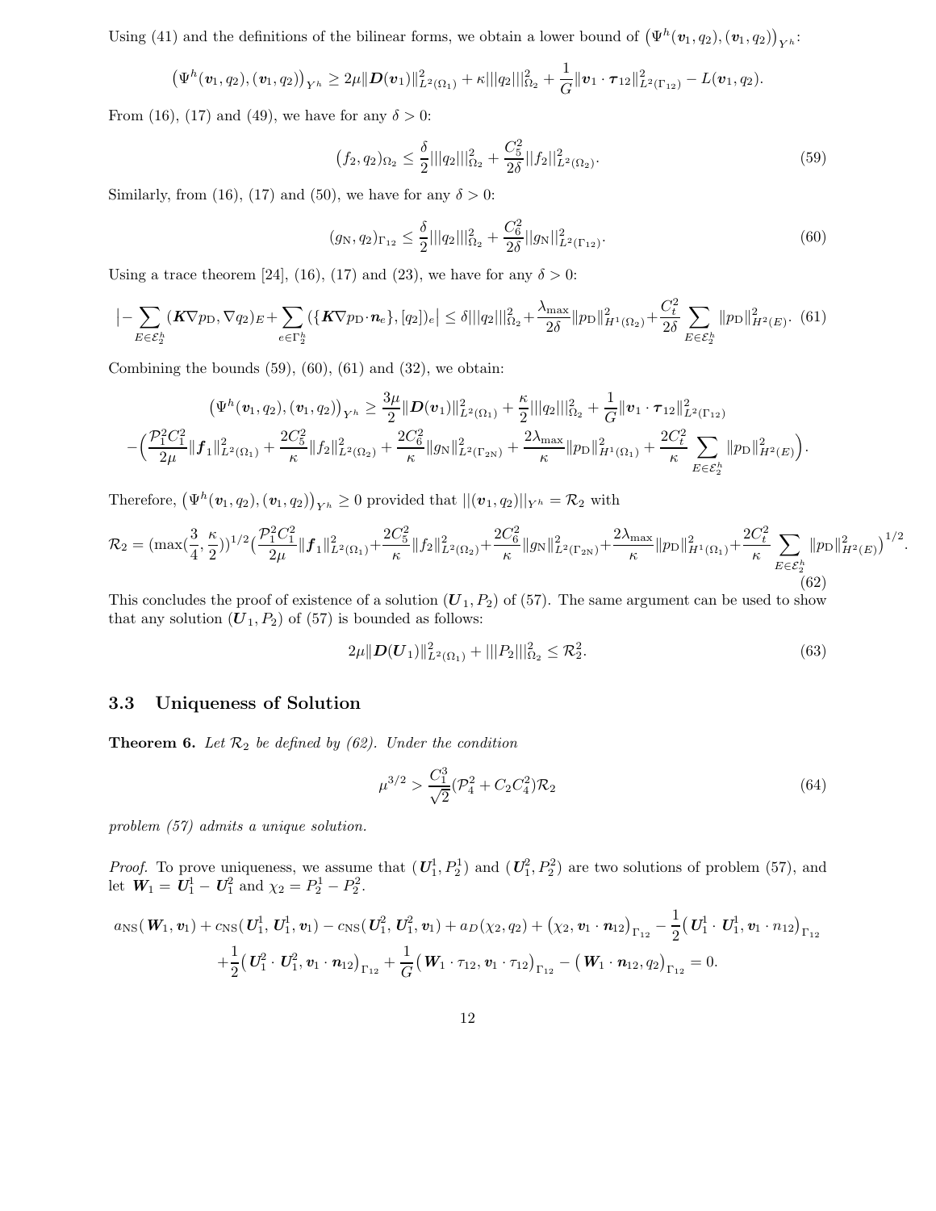Using (41) and the definitions of the bilinear forms, we obtain a lower bound of $\big(\Psi^h(\boldsymbol{v}_1, q_2), (\boldsymbol{v}_1, q_2)\big)_{Y^h}$:

$$\big(\Psi^h(\boldsymbol{v}_1, q_2), (\boldsymbol{v}_1, q_2)\big)_{Y^h} \geq 2\mu \|\boldsymbol{D}(\boldsymbol{v}_1)\|^2_{L^2(\Omega_1)} + \kappa |||q_2|||^2_{\Omega_2} + \frac{1}{G}\|\boldsymbol{v}_1 \cdot \boldsymbol{\tau}_{12}\|^2_{L^2(\Gamma_{12})} - L(\boldsymbol{v}_1, q_2).$$

From (16), (17) and (49), we have for any $\delta > 0$:

$$(f_2, q_2)_{\Omega_2} \leq \frac{\delta}{2}|||q_2|||^2_{\Omega_2} + \frac{C_5^2}{2\delta}||f_2||^2_{L^2(\Omega_2)}. \tag{59}$$

Similarly, from (16), (17) and (50), we have for any $\delta > 0$:

$$(g_{\rm N}, q_2)_{\Gamma_{12}} \leq \frac{\delta}{2}|||q_2|||^2_{\Omega_2} + \frac{C_6^2}{2\delta}||g_{\rm N}||^2_{L^2(\Gamma_{12})}. \tag{60}$$

Using a trace theorem [24], (16), (17) and (23), we have for any $\delta > 0$:

$$\big| -\sum_{E\in\mathcal{E}_2^h}(\boldsymbol{K}\nabla p_{\rm D}, \nabla q_2)_E + \sum_{e\in\Gamma_2^h}(\{\boldsymbol{K}\nabla p_{\rm D}\cdot \boldsymbol{n}_e\}, [q_2])_e\big| \leq \delta |||q_2|||^2_{\Omega_2} + \frac{\lambda_{\max}}{2\delta}\|p_{\rm D}\|^2_{H^1(\Omega_2)} + \frac{C_t^2}{2\delta}\sum_{E\in\mathcal{E}_2^h}\|p_{\rm D}\|^2_{H^2(E)}. \tag{61}$$

Combining the bounds (59), (60), (61) and (32), we obtain:

$$\begin{aligned}\big(\Psi^h(\boldsymbol{v}_1, q_2), (\boldsymbol{v}_1, q_2)\big)_{Y^h} &\geq \frac{3\mu}{2}\|\boldsymbol{D}(\boldsymbol{v}_1)\|^2_{L^2(\Omega_1)} + \frac{\kappa}{2}|||q_2|||^2_{\Omega_2} + \frac{1}{G}\|\boldsymbol{v}_1\cdot\boldsymbol{\tau}_{12}\|^2_{L^2(\Gamma_{12})}\\ -\Big(\frac{\mathcal{P}_1^2 C_1^2}{2\mu}\|\boldsymbol{f}_1\|^2_{L^2(\Omega_1)} &+ \frac{2C_5^2}{\kappa}\|f_2\|^2_{L^2(\Omega_2)} + \frac{2C_6^2}{\kappa}\|g_{\rm N}\|^2_{L^2(\Gamma_{2{\rm N}})} + \frac{2\lambda_{\max}}{\kappa}\|p_{\rm D}\|^2_{H^1(\Omega_1)} + \frac{2C_t^2}{\kappa}\sum_{E\in\mathcal{E}_2^h}\|p_{\rm D}\|^2_{H^2(E)}\Big).\end{aligned}$$

Therefore, $\big(\Psi^h(\boldsymbol{v}_1, q_2), (\boldsymbol{v}_1, q_2)\big)_{Y^h} \geq 0$ provided that $||(\boldsymbol{v}_1, q_2)||_{Y^h} = \mathcal{R}_2$ with

$$\mathcal{R}_2 = (\max(\frac{3}{4}, \frac{\kappa}{2}))^{1/2}\big(\frac{\mathcal{P}_1^2 C_1^2}{2\mu}\|\boldsymbol{f}_1\|^2_{L^2(\Omega_1)} + \frac{2C_5^2}{\kappa}\|f_2\|^2_{L^2(\Omega_2)} + \frac{2C_6^2}{\kappa}\|g_{\rm N}\|^2_{L^2(\Gamma_{2{\rm N}})} + \frac{2\lambda_{\max}}{\kappa}\|p_{\rm D}\|^2_{H^1(\Omega_1)} + \frac{2C_t^2}{\kappa}\sum_{E\in\mathcal{E}_2^h}\|p_{\rm D}\|^2_{H^2(E)}\big)^{1/2}. \tag{62}$$

This concludes the proof of existence of a solution $(\boldsymbol{U}_1, P_2)$ of (57). The same argument can be used to show that any solution $(\boldsymbol{U}_1, P_2)$ of (57) is bounded as follows:

$$2\mu\|\boldsymbol{D}(\boldsymbol{U}_1)\|^2_{L^2(\Omega_1)} + |||P_2|||^2_{\Omega_2} \leq \mathcal{R}_2^2. \tag{63}$$

### 3.3 Uniqueness of Solution

**Theorem 6.** *Let $\mathcal{R}_2$ be defined by (62). Under the condition*

$$\mu^{3/2} > \frac{C_1^3}{\sqrt{2}}(\mathcal{P}_4^2 + C_2 C_4^2)\mathcal{R}_2 \tag{64}$$

*problem (57) admits a unique solution.*

*Proof.* To prove uniqueness, we assume that $(\boldsymbol{U}_1^1, P_2^1)$ and $(\boldsymbol{U}_1^2, P_2^2)$ are two solutions of problem (57), and let $\boldsymbol{W}_1 = \boldsymbol{U}_1^1 - \boldsymbol{U}_1^2$ and $\chi_2 = P_2^1 - P_2^2$.

$$\begin{aligned}a_{\rm NS}(\boldsymbol{W}_1, \boldsymbol{v}_1) + c_{\rm NS}(\boldsymbol{U}_1^1, \boldsymbol{U}_1^1, \boldsymbol{v}_1) - c_{\rm NS}(\boldsymbol{U}_1^2, \boldsymbol{U}_1^2, \boldsymbol{v}_1) + a_D(\chi_2, q_2) + \big(\chi_2, \boldsymbol{v}_1\cdot \boldsymbol{n}_{12}\big)_{\Gamma_{12}} - \frac{1}{2}\big(\boldsymbol{U}_1^1\cdot \boldsymbol{U}_1^1, \boldsymbol{v}_1\cdot n_{12}\big)_{\Gamma_{12}}\\ + \frac{1}{2}\big(\boldsymbol{U}_1^2\cdot \boldsymbol{U}_1^2, \boldsymbol{v}_1\cdot \boldsymbol{n}_{12}\big)_{\Gamma_{12}} + \frac{1}{G}\big(\boldsymbol{W}_1\cdot\tau_{12}, \boldsymbol{v}_1\cdot\tau_{12}\big)_{\Gamma_{12}} - \big(\boldsymbol{W}_1\cdot \boldsymbol{n}_{12}, q_2\big)_{\Gamma_{12}} = 0.\end{aligned}$$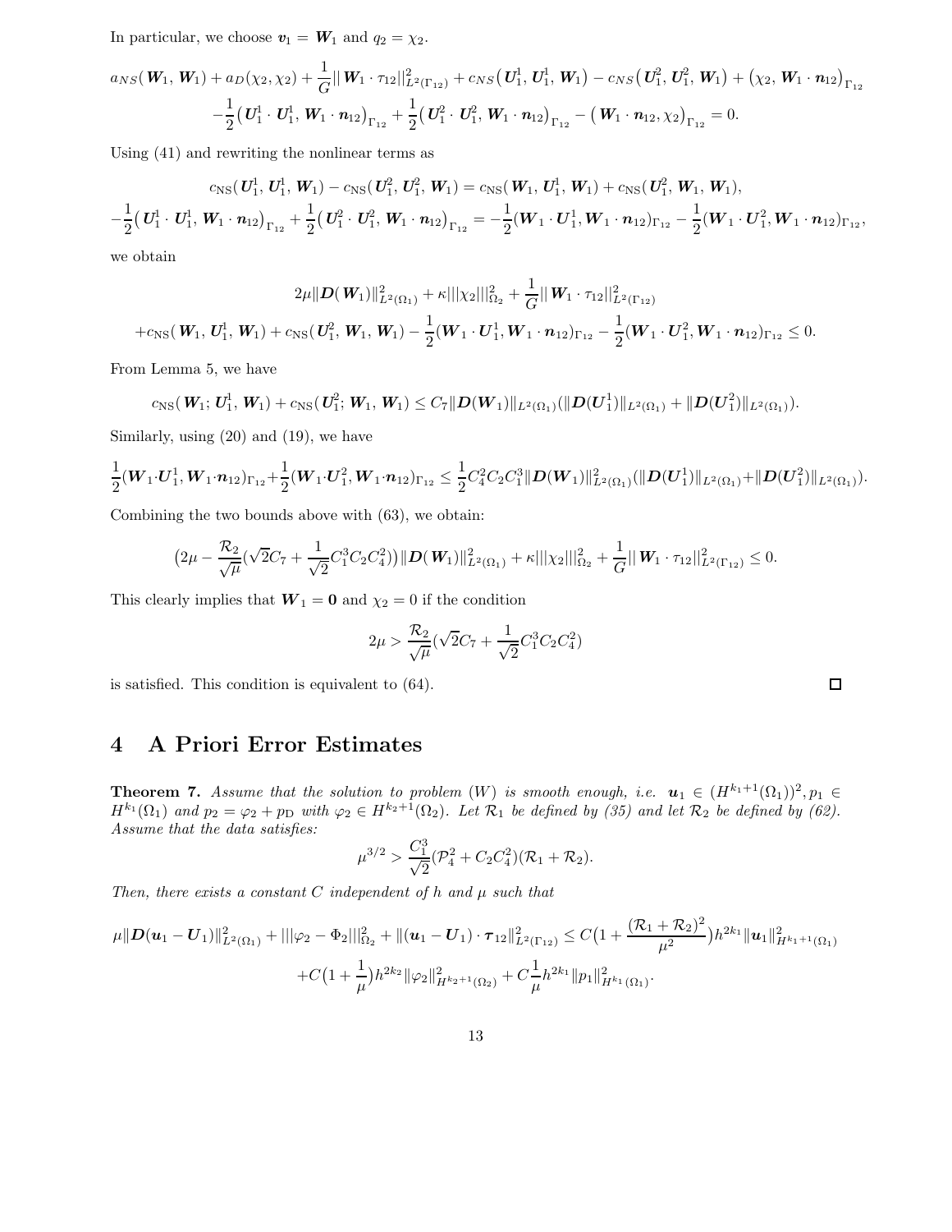In particular, we choose $\boldsymbol{v}_1 = \boldsymbol{W}_1$ and $q_2 = \chi_2$.

$$a_{NS}(\boldsymbol{W}_1, \boldsymbol{W}_1) + a_D(\chi_2, \chi_2) + \frac{1}{G}||\boldsymbol{W}_1 \cdot \tau_{12}||^2_{L^2(\Gamma_{12})} + c_{NS}(\boldsymbol{U}_1^1, \boldsymbol{U}_1^1, \boldsymbol{W}_1) - c_{NS}(\boldsymbol{U}_1^2, \boldsymbol{U}_1^2, \boldsymbol{W}_1) + (\chi_2, \boldsymbol{W}_1 \cdot \boldsymbol{n}_{12})_{\Gamma_{12}}$$
$$-\frac{1}{2}(\boldsymbol{U}_1^1 \cdot \boldsymbol{U}_1^1, \boldsymbol{W}_1 \cdot \boldsymbol{n}_{12})_{\Gamma_{12}} + \frac{1}{2}(\boldsymbol{U}_1^2 \cdot \boldsymbol{U}_1^2, \boldsymbol{W}_1 \cdot \boldsymbol{n}_{12})_{\Gamma_{12}} - (\boldsymbol{W}_1 \cdot \boldsymbol{n}_{12}, \chi_2)_{\Gamma_{12}} = 0.$$

Using (41) and rewriting the nonlinear terms as

$$c_{\rm NS}(\boldsymbol{U}_1^1, \boldsymbol{U}_1^1, \boldsymbol{W}_1) - c_{\rm NS}(\boldsymbol{U}_1^2, \boldsymbol{U}_1^2, \boldsymbol{W}_1) = c_{\rm NS}(\boldsymbol{W}_1, \boldsymbol{U}_1^1, \boldsymbol{W}_1) + c_{\rm NS}(\boldsymbol{U}_1^2, \boldsymbol{W}_1, \boldsymbol{W}_1),$$
$$-\frac{1}{2}(\boldsymbol{U}_1^1 \cdot \boldsymbol{U}_1^1, \boldsymbol{W}_1 \cdot \boldsymbol{n}_{12})_{\Gamma_{12}} + \frac{1}{2}(\boldsymbol{U}_1^2 \cdot \boldsymbol{U}_1^2, \boldsymbol{W}_1 \cdot \boldsymbol{n}_{12})_{\Gamma_{12}} = -\frac{1}{2}(\boldsymbol{W}_1 \cdot \boldsymbol{U}_1^1, \boldsymbol{W}_1 \cdot \boldsymbol{n}_{12})_{\Gamma_{12}} - \frac{1}{2}(\boldsymbol{W}_1 \cdot \boldsymbol{U}_1^2, \boldsymbol{W}_1 \cdot \boldsymbol{n}_{12})_{\Gamma_{12}},$$

we obtain

$$2\mu\|\boldsymbol{D}(\boldsymbol{W}_1)\|^2_{L^2(\Omega_1)} + \kappa|||\chi_2|||^2_{\Omega_2} + \frac{1}{G}||\boldsymbol{W}_1 \cdot \tau_{12}||^2_{L^2(\Gamma_{12})}$$
$$+c_{\rm NS}(\boldsymbol{W}_1, \boldsymbol{U}_1^1, \boldsymbol{W}_1) + c_{\rm NS}(\boldsymbol{U}_1^2, \boldsymbol{W}_1, \boldsymbol{W}_1) - \frac{1}{2}(\boldsymbol{W}_1 \cdot \boldsymbol{U}_1^1, \boldsymbol{W}_1 \cdot \boldsymbol{n}_{12})_{\Gamma_{12}} - \frac{1}{2}(\boldsymbol{W}_1 \cdot \boldsymbol{U}_1^2, \boldsymbol{W}_1 \cdot \boldsymbol{n}_{12})_{\Gamma_{12}} \leq 0.$$

From Lemma 5, we have

$$c_{\rm NS}(\boldsymbol{W}_1; \boldsymbol{U}_1^1, \boldsymbol{W}_1) + c_{\rm NS}(\boldsymbol{U}_1^2; \boldsymbol{W}_1, \boldsymbol{W}_1) \leq C_7\|\boldsymbol{D}(\boldsymbol{W}_1)\|_{L^2(\Omega_1)}(\|\boldsymbol{D}(\boldsymbol{U}_1^1)\|_{L^2(\Omega_1)} + \|\boldsymbol{D}(\boldsymbol{U}_1^2)\|_{L^2(\Omega_1)}).$$

Similarly, using (20) and (19), we have

$$\frac{1}{2}(\boldsymbol{W}_1 \cdot \boldsymbol{U}_1^1, \boldsymbol{W}_1 \cdot \boldsymbol{n}_{12})_{\Gamma_{12}} + \frac{1}{2}(\boldsymbol{W}_1 \cdot \boldsymbol{U}_1^2, \boldsymbol{W}_1 \cdot \boldsymbol{n}_{12})_{\Gamma_{12}} \leq \frac{1}{2}C_4^2 C_2 C_1^3 \|\boldsymbol{D}(\boldsymbol{W}_1)\|^2_{L^2(\Omega_1)}(\|\boldsymbol{D}(\boldsymbol{U}_1^1)\|_{L^2(\Omega_1)} + \|\boldsymbol{D}(\boldsymbol{U}_1^2)\|_{L^2(\Omega_1)}).$$

Combining the two bounds above with (63), we obtain:

$$\left(2\mu - \frac{\mathcal{R}_2}{\sqrt{\mu}}(\sqrt{2}C_7 + \frac{1}{\sqrt{2}}C_1^3 C_2 C_4^2)\right)\|\boldsymbol{D}(\boldsymbol{W}_1)\|^2_{L^2(\Omega_1)} + \kappa|||\chi_2|||^2_{\Omega_2} + \frac{1}{G}||\boldsymbol{W}_1 \cdot \tau_{12}||^2_{L^2(\Gamma_{12})} \leq 0.$$

This clearly implies that $\boldsymbol{W}_1 = \boldsymbol{0}$ and $\chi_2 = 0$ if the condition

$$2\mu > \frac{\mathcal{R}_2}{\sqrt{\mu}}(\sqrt{2}C_7 + \frac{1}{\sqrt{2}}C_1^3 C_2 C_4^2)$$

is satisfied. This condition is equivalent to (64). □

# 4 A Priori Error Estimates

**Theorem 7.** *Assume that the solution to problem (W) is smooth enough, i.e.* $\boldsymbol{u}_1 \in (H^{k_1+1}(\Omega_1))^2, p_1 \in H^{k_1}(\Omega_1)$ *and* $p_2 = \varphi_2 + p_{\rm D}$ *with* $\varphi_2 \in H^{k_2+1}(\Omega_2)$. *Let* $\mathcal{R}_1$ *be defined by (35) and let* $\mathcal{R}_2$ *be defined by (62). Assume that the data satisfies:*

$$\mu^{3/2} > \frac{C_1^3}{\sqrt{2}}(\mathcal{P}_4^2 + C_2 C_4^2)(\mathcal{R}_1 + \mathcal{R}_2).$$

*Then, there exists a constant* $C$ *independent of* $h$ *and* $\mu$ *such that*

$$\mu\|\boldsymbol{D}(\boldsymbol{u}_1 - \boldsymbol{U}_1)\|^2_{L^2(\Omega_1)} + |||\varphi_2 - \Phi_2|||^2_{\Omega_2} + \|(\boldsymbol{u}_1 - \boldsymbol{U}_1) \cdot \boldsymbol{\tau}_{12}\|^2_{L^2(\Gamma_{12})} \leq C\left(1 + \frac{(\mathcal{R}_1 + \mathcal{R}_2)^2}{\mu^2}\right)h^{2k_1}\|\boldsymbol{u}_1\|^2_{H^{k_1+1}(\Omega_1)}$$
$$+C\left(1 + \frac{1}{\mu}\right)h^{2k_2}\|\varphi_2\|^2_{H^{k_2+1}(\Omega_2)} + C\frac{1}{\mu}h^{2k_1}\|p_1\|^2_{H^{k_1}(\Omega_1)}.$$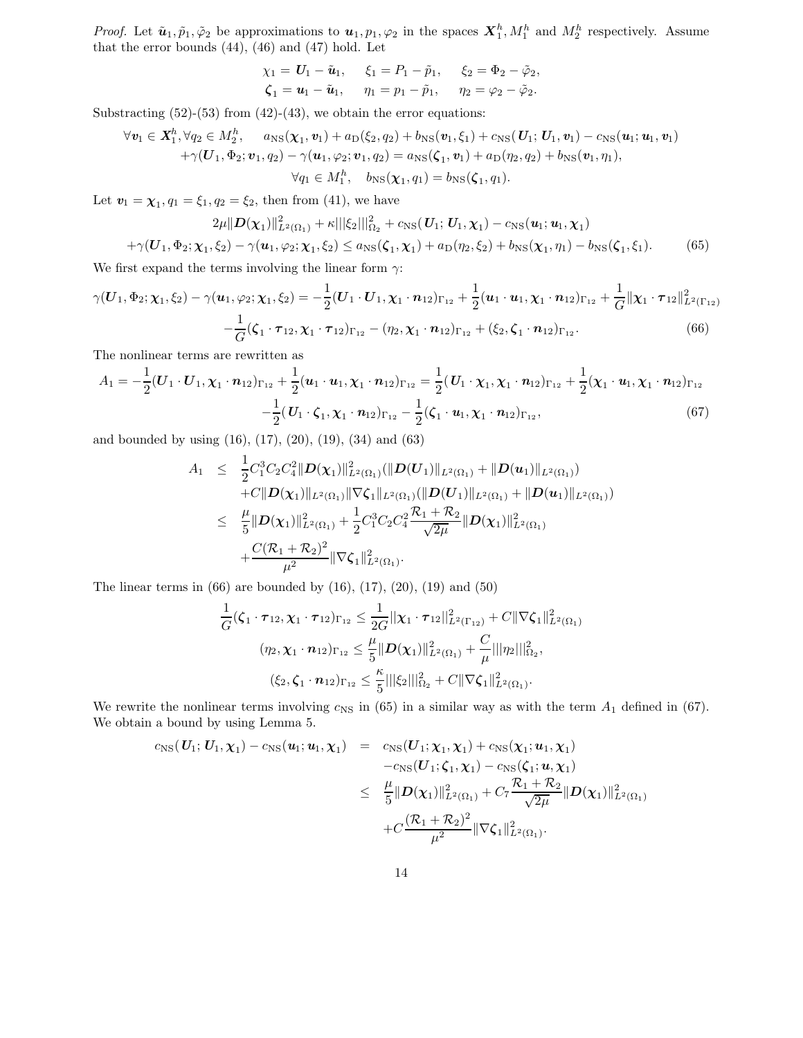*Proof.* Let $\tilde{\boldsymbol{u}}_1, \tilde{p}_1, \tilde{\varphi}_2$ be approximations to $\boldsymbol{u}_1, p_1, \varphi_2$ in the spaces $\boldsymbol{X}_1^h, M_1^h$ and $M_2^h$ respectively. Assume that the error bounds (44), (46) and (47) hold. Let

$$
\begin{aligned}
\chi_1 &= \boldsymbol{U}_1 - \tilde{\boldsymbol{u}}_1, \quad & \xi_1 &= P_1 - \tilde{p}_1, \quad & \xi_2 &= \Phi_2 - \tilde{\varphi}_2, \\
\boldsymbol{\zeta}_1 &= \boldsymbol{u}_1 - \tilde{\boldsymbol{u}}_1, \quad & \eta_1 &= p_1 - \tilde{p}_1, \quad & \eta_2 &= \varphi_2 - \tilde{\varphi}_2.
\end{aligned}
$$

Substracting (52)-(53) from (42)-(43), we obtain the error equations:

$$
\begin{aligned}
\forall \boldsymbol{v}_1 \in \boldsymbol{X}_1^h, \forall q_2 \in M_2^h, \quad & a_{\mathrm{NS}}(\boldsymbol{\chi}_1, \boldsymbol{v}_1) + a_{\mathrm{D}}(\xi_2, q_2) + b_{\mathrm{NS}}(\boldsymbol{v}_1, \xi_1) + c_{\mathrm{NS}}(\boldsymbol{U}_1; \boldsymbol{U}_1, \boldsymbol{v}_1) - c_{\mathrm{NS}}(\boldsymbol{u}_1; \boldsymbol{u}_1, \boldsymbol{v}_1) \\
& + \gamma(\boldsymbol{U}_1, \Phi_2; \boldsymbol{v}_1, q_2) - \gamma(\boldsymbol{u}_1, \varphi_2; \boldsymbol{v}_1, q_2) = a_{\mathrm{NS}}(\boldsymbol{\zeta}_1, \boldsymbol{v}_1) + a_{\mathrm{D}}(\eta_2, q_2) + b_{\mathrm{NS}}(\boldsymbol{v}_1, \eta_1), \\
& \forall q_1 \in M_1^h, \quad b_{\mathrm{NS}}(\boldsymbol{\chi}_1, q_1) = b_{\mathrm{NS}}(\boldsymbol{\zeta}_1, q_1).
\end{aligned}
$$

Let $\boldsymbol{v}_1 = \boldsymbol{\chi}_1, q_1 = \xi_1, q_2 = \xi_2$, then from (41), we have

$$
\begin{aligned}
& 2\mu \|\boldsymbol{D}(\boldsymbol{\chi}_1)\|_{L^2(\Omega_1)}^2 + \kappa |||\xi_2|||_{\Omega_2}^2 + c_{\mathrm{NS}}(\boldsymbol{U}_1; \boldsymbol{U}_1, \boldsymbol{\chi}_1) - c_{\mathrm{NS}}(\boldsymbol{u}_1; \boldsymbol{u}_1, \boldsymbol{\chi}_1) \\
& + \gamma(\boldsymbol{U}_1, \Phi_2; \boldsymbol{\chi}_1, \xi_2) - \gamma(\boldsymbol{u}_1, \varphi_2; \boldsymbol{\chi}_1, \xi_2) \leq a_{\mathrm{NS}}(\boldsymbol{\zeta}_1, \boldsymbol{\chi}_1) + a_{\mathrm{D}}(\eta_2, \xi_2) + b_{\mathrm{NS}}(\boldsymbol{\chi}_1, \eta_1) - b_{\mathrm{NS}}(\boldsymbol{\zeta}_1, \xi_1). \qquad (65)
\end{aligned}
$$

We first expand the terms involving the linear form $\gamma$:

$$
\begin{aligned}
\gamma(\boldsymbol{U}_1, \Phi_2; \boldsymbol{\chi}_1, \xi_2) - \gamma(\boldsymbol{u}_1, \varphi_2; \boldsymbol{\chi}_1, \xi_2) = & -\frac{1}{2}(\boldsymbol{U}_1 \cdot \boldsymbol{U}_1, \boldsymbol{\chi}_1 \cdot \boldsymbol{n}_{12})_{\Gamma_{12}} + \frac{1}{2}(\boldsymbol{u}_1 \cdot \boldsymbol{u}_1, \boldsymbol{\chi}_1 \cdot \boldsymbol{n}_{12})_{\Gamma_{12}} + \frac{1}{G}\|\boldsymbol{\chi}_1 \cdot \boldsymbol{\tau}_{12}\|_{L^2(\Gamma_{12})}^2 \\
& - \frac{1}{G}(\boldsymbol{\zeta}_1 \cdot \boldsymbol{\tau}_{12}, \boldsymbol{\chi}_1 \cdot \boldsymbol{\tau}_{12})_{\Gamma_{12}} - (\eta_2, \boldsymbol{\chi}_1 \cdot \boldsymbol{n}_{12})_{\Gamma_{12}} + (\xi_2, \boldsymbol{\zeta}_1 \cdot \boldsymbol{n}_{12})_{\Gamma_{12}}. \qquad (66)
\end{aligned}
$$

The nonlinear terms are rewritten as

$$
\begin{aligned}
A_1 = -\frac{1}{2}(\boldsymbol{U}_1 \cdot \boldsymbol{U}_1, \boldsymbol{\chi}_1 \cdot \boldsymbol{n}_{12})_{\Gamma_{12}} + \frac{1}{2}(\boldsymbol{u}_1 \cdot \boldsymbol{u}_1, \boldsymbol{\chi}_1 \cdot \boldsymbol{n}_{12})_{\Gamma_{12}} = & \frac{1}{2}(\boldsymbol{U}_1 \cdot \boldsymbol{\chi}_1, \boldsymbol{\chi}_1 \cdot \boldsymbol{n}_{12})_{\Gamma_{12}} + \frac{1}{2}(\boldsymbol{\chi}_1 \cdot \boldsymbol{u}_1, \boldsymbol{\chi}_1 \cdot \boldsymbol{n}_{12})_{\Gamma_{12}} \\
& - \frac{1}{2}(\boldsymbol{U}_1 \cdot \boldsymbol{\zeta}_1, \boldsymbol{\chi}_1 \cdot \boldsymbol{n}_{12})_{\Gamma_{12}} - \frac{1}{2}(\boldsymbol{\zeta}_1 \cdot \boldsymbol{u}_1, \boldsymbol{\chi}_1 \cdot \boldsymbol{n}_{12})_{\Gamma_{12}}, \qquad (67)
\end{aligned}
$$

and bounded by using (16), (17), (20), (19), (34) and (63)

$$
\begin{aligned}
A_1 \quad \leq \quad & \frac{1}{2} C_1^3 C_2 C_4^2 \|\boldsymbol{D}(\boldsymbol{\chi}_1)\|_{L^2(\Omega_1)}^2 (\|\boldsymbol{D}(\boldsymbol{U}_1)\|_{L^2(\Omega_1)} + \|\boldsymbol{D}(\boldsymbol{u}_1)\|_{L^2(\Omega_1)}) \\
& + C \|\boldsymbol{D}(\boldsymbol{\chi}_1)\|_{L^2(\Omega_1)} \|\nabla \boldsymbol{\zeta}_1\|_{L^2(\Omega_1)} (\|\boldsymbol{D}(\boldsymbol{U}_1)\|_{L^2(\Omega_1)} + \|\boldsymbol{D}(\boldsymbol{u}_1)\|_{L^2(\Omega_1)}) \\
\leq \quad & \frac{\mu}{5} \|\boldsymbol{D}(\boldsymbol{\chi}_1)\|_{L^2(\Omega_1)}^2 + \frac{1}{2} C_1^3 C_2 C_4^2 \frac{\mathcal{R}_1 + \mathcal{R}_2}{\sqrt{2\mu}} \|\boldsymbol{D}(\boldsymbol{\chi}_1)\|_{L^2(\Omega_1)}^2 \\
& + \frac{C(\mathcal{R}_1 + \mathcal{R}_2)^2}{\mu^2} \|\nabla \boldsymbol{\zeta}_1\|_{L^2(\Omega_1)}^2.
\end{aligned}
$$

The linear terms in (66) are bounded by (16), (17), (20), (19) and (50)

$$
\begin{aligned}
\frac{1}{G}(\boldsymbol{\zeta}_1 \cdot \boldsymbol{\tau}_{12}, \boldsymbol{\chi}_1 \cdot \boldsymbol{\tau}_{12})_{\Gamma_{12}} &\leq \frac{1}{2G} ||\boldsymbol{\chi}_1 \cdot \boldsymbol{\tau}_{12}||_{L^2(\Gamma_{12})}^2 + C \|\nabla \boldsymbol{\zeta}_1\|_{L^2(\Omega_1)}^2 \\
(\eta_2, \boldsymbol{\chi}_1 \cdot \boldsymbol{n}_{12})_{\Gamma_{12}} &\leq \frac{\mu}{5} \|\boldsymbol{D}(\boldsymbol{\chi}_1)\|_{L^2(\Omega_1)}^2 + \frac{C}{\mu} |||\eta_2|||_{\Omega_2}^2, \\
(\xi_2, \boldsymbol{\zeta}_1 \cdot \boldsymbol{n}_{12})_{\Gamma_{12}} &\leq \frac{\kappa}{5} |||\xi_2|||_{\Omega_2}^2 + C \|\nabla \boldsymbol{\zeta}_1\|_{L^2(\Omega_1)}^2.
\end{aligned}
$$

We rewrite the nonlinear terms involving $c_{\mathrm{NS}}$ in (65) in a similar way as with the term $A_1$ defined in (67). We obtain a bound by using Lemma 5.

$$
\begin{aligned}
c_{\mathrm{NS}}(\boldsymbol{U}_1; \boldsymbol{U}_1, \boldsymbol{\chi}_1) - c_{\mathrm{NS}}(\boldsymbol{u}_1; \boldsymbol{u}_1, \boldsymbol{\chi}_1) \quad = \quad & c_{\mathrm{NS}}(\boldsymbol{U}_1; \boldsymbol{\chi}_1, \boldsymbol{\chi}_1) + c_{\mathrm{NS}}(\boldsymbol{\chi}_1; \boldsymbol{u}_1, \boldsymbol{\chi}_1) \\
& - c_{\mathrm{NS}}(\boldsymbol{U}_1; \boldsymbol{\zeta}_1, \boldsymbol{\chi}_1) - c_{\mathrm{NS}}(\boldsymbol{\zeta}_1; \boldsymbol{u}, \boldsymbol{\chi}_1) \\
\leq \quad & \frac{\mu}{5} \|\boldsymbol{D}(\boldsymbol{\chi}_1)\|_{L^2(\Omega_1)}^2 + C_7 \frac{\mathcal{R}_1 + \mathcal{R}_2}{\sqrt{2\mu}} \|\boldsymbol{D}(\boldsymbol{\chi}_1)\|_{L^2(\Omega_1)}^2 \\
& + C \frac{(\mathcal{R}_1 + \mathcal{R}_2)^2}{\mu^2} \|\nabla \boldsymbol{\zeta}_1\|_{L^2(\Omega_1)}^2.
\end{aligned}
$$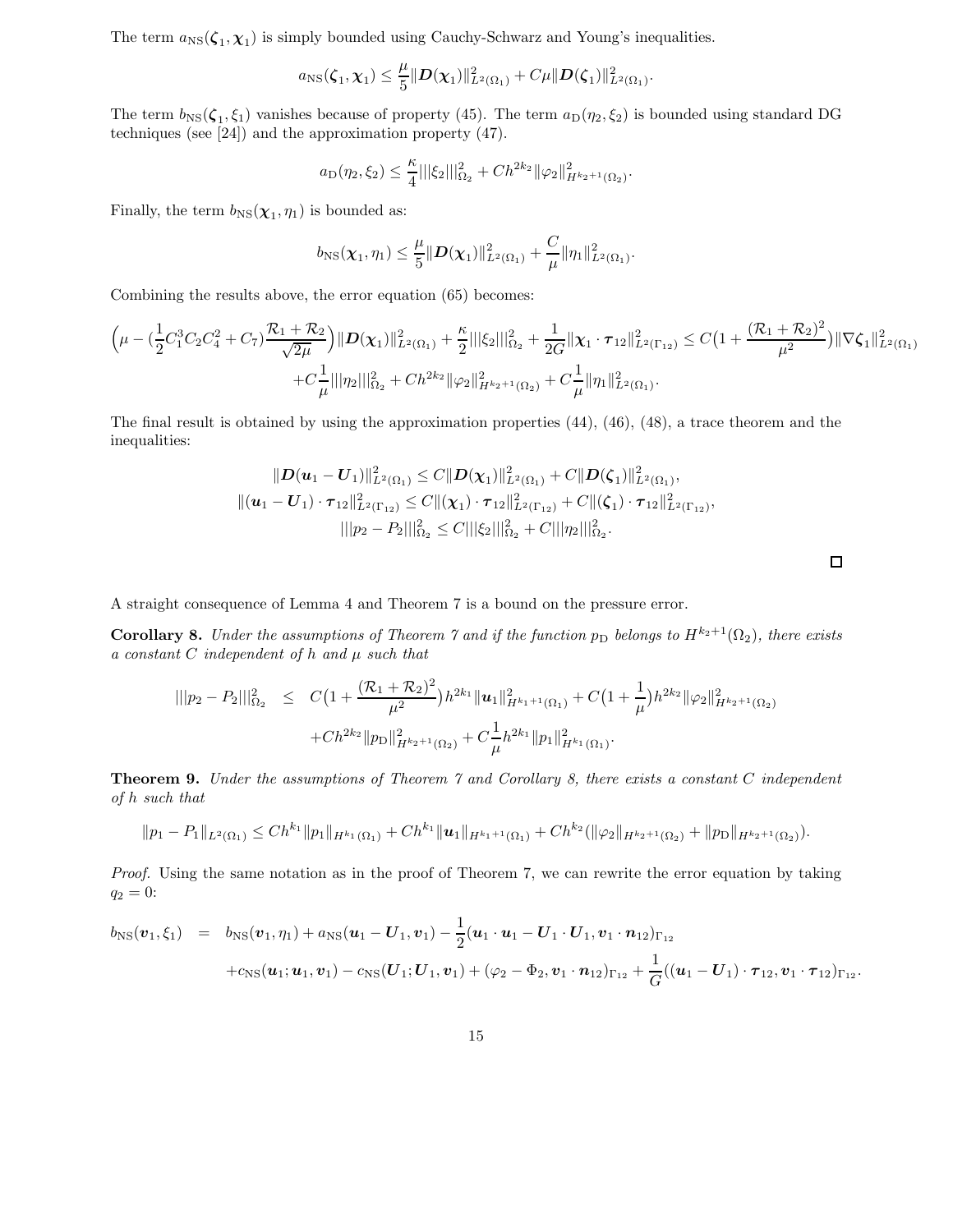The term $a_{\rm NS}(\boldsymbol{\zeta}_1, \boldsymbol{\chi}_1)$ is simply bounded using Cauchy-Schwarz and Young's inequalities.

$$a_{\rm NS}(\boldsymbol{\zeta}_1, \boldsymbol{\chi}_1) \le \frac{\mu}{5} \|\boldsymbol{D}(\boldsymbol{\chi}_1)\|^2_{L^2(\Omega_1)} + C\mu \|\boldsymbol{D}(\boldsymbol{\zeta}_1)\|^2_{L^2(\Omega_1)}.$$

The term $b_{\rm NS}(\boldsymbol{\zeta}_1, \xi_1)$ vanishes because of property (45). The term $a_{\rm D}(\eta_2, \xi_2)$ is bounded using standard DG techniques (see [24]) and the approximation property (47).

$$a_{\rm D}(\eta_2, \xi_2) \le \frac{\kappa}{4} |||\xi_2|||^2_{\Omega_2} + Ch^{2k_2} \|\varphi_2\|^2_{H^{k_2+1}(\Omega_2)}.$$

Finally, the term $b_{\rm NS}(\boldsymbol{\chi}_1, \eta_1)$ is bounded as:

$$b_{\rm NS}(\boldsymbol{\chi}_1, \eta_1) \le \frac{\mu}{5} \|\boldsymbol{D}(\boldsymbol{\chi}_1)\|^2_{L^2(\Omega_1)} + \frac{C}{\mu} \|\eta_1\|^2_{L^2(\Omega_1)}.$$

Combining the results above, the error equation (65) becomes:

$$\Big(\mu - (\frac{1}{2} C_1^3 C_2 C_4^2 + C_7) \frac{\mathcal{R}_1 + \mathcal{R}_2}{\sqrt{2\mu}}\Big) \|\boldsymbol{D}(\boldsymbol{\chi}_1)\|^2_{L^2(\Omega_1)} + \frac{\kappa}{2} |||\xi_2|||^2_{\Omega_2} + \frac{1}{2G} \|\boldsymbol{\chi}_1 \cdot \boldsymbol{\tau}_{12}\|^2_{L^2(\Gamma_{12})} \le C\big(1 + \frac{(\mathcal{R}_1 + \mathcal{R}_2)^2}{\mu^2}\big) \|\nabla \boldsymbol{\zeta}_1\|^2_{L^2(\Omega_1)}$$
$$+ C\frac{1}{\mu} |||\eta_2|||^2_{\Omega_2} + Ch^{2k_2} \|\varphi_2\|^2_{H^{k_2+1}(\Omega_2)} + C\frac{1}{\mu} \|\eta_1\|^2_{L^2(\Omega_1)}.$$

The final result is obtained by using the approximation properties (44), (46), (48), a trace theorem and the inequalities:

$$\|\boldsymbol{D}(\boldsymbol{u}_1 - \boldsymbol{U}_1)\|^2_{L^2(\Omega_1)} \le C \|\boldsymbol{D}(\boldsymbol{\chi}_1)\|^2_{L^2(\Omega_1)} + C \|\boldsymbol{D}(\boldsymbol{\zeta}_1)\|^2_{L^2(\Omega_1)},$$
$$\|(\boldsymbol{u}_1 - \boldsymbol{U}_1) \cdot \boldsymbol{\tau}_{12}\|^2_{L^2(\Gamma_{12})} \le C \|(\boldsymbol{\chi}_1) \cdot \boldsymbol{\tau}_{12}\|^2_{L^2(\Gamma_{12})} + C \|(\boldsymbol{\zeta}_1) \cdot \boldsymbol{\tau}_{12}\|^2_{L^2(\Gamma_{12})},$$
$$|||p_2 - P_2|||^2_{\Omega_2} \le C |||\xi_2|||^2_{\Omega_2} + C |||\eta_2|||^2_{\Omega_2}.$$

□

A straight consequence of Lemma 4 and Theorem 7 is a bound on the pressure error.

**Corollary 8.** *Under the assumptions of Theorem 7 and if the function $p_{\rm D}$ belongs to $H^{k_2+1}(\Omega_2)$, there exists a constant $C$ independent of $h$ and $\mu$ such that*

$$|||p_2 - P_2|||^2_{\Omega_2} \le C\big(1 + \frac{(\mathcal{R}_1 + \mathcal{R}_2)^2}{\mu^2}\big) h^{2k_1} \|\boldsymbol{u}_1\|^2_{H^{k_1+1}(\Omega_1)} + C\big(1 + \frac{1}{\mu}\big) h^{2k_2} \|\varphi_2\|^2_{H^{k_2+1}(\Omega_2)}$$
$$+ Ch^{2k_2} \|p_{\rm D}\|^2_{H^{k_2+1}(\Omega_2)} + C\frac{1}{\mu} h^{2k_1} \|p_1\|^2_{H^{k_1}(\Omega_1)}.$$

**Theorem 9.** *Under the assumptions of Theorem 7 and Corollary 8, there exists a constant $C$ independent of $h$ such that*

$$\|p_1 - P_1\|_{L^2(\Omega_1)} \le Ch^{k_1} \|p_1\|_{H^{k_1}(\Omega_1)} + Ch^{k_1} \|\boldsymbol{u}_1\|_{H^{k_1+1}(\Omega_1)} + Ch^{k_2} (\|\varphi_2\|_{H^{k_2+1}(\Omega_2)} + \|p_{\rm D}\|_{H^{k_2+1}(\Omega_2)}).$$

*Proof.* Using the same notation as in the proof of Theorem 7, we can rewrite the error equation by taking $q_2 = 0$:

$$b_{\rm NS}(\boldsymbol{v}_1, \xi_1) = b_{\rm NS}(\boldsymbol{v}_1, \eta_1) + a_{\rm NS}(\boldsymbol{u}_1 - \boldsymbol{U}_1, \boldsymbol{v}_1) - \frac{1}{2} (\boldsymbol{u}_1 \cdot \boldsymbol{u}_1 - \boldsymbol{U}_1 \cdot \boldsymbol{U}_1, \boldsymbol{v}_1 \cdot \boldsymbol{n}_{12})_{\Gamma_{12}}$$
$$+ c_{\rm NS}(\boldsymbol{u}_1; \boldsymbol{u}_1, \boldsymbol{v}_1) - c_{\rm NS}(\boldsymbol{U}_1; \boldsymbol{U}_1, \boldsymbol{v}_1) + (\varphi_2 - \Phi_2, \boldsymbol{v}_1 \cdot \boldsymbol{n}_{12})_{\Gamma_{12}} + \frac{1}{G} ((\boldsymbol{u}_1 - \boldsymbol{U}_1) \cdot \boldsymbol{\tau}_{12}, \boldsymbol{v}_1 \cdot \boldsymbol{\tau}_{12})_{\Gamma_{12}}.$$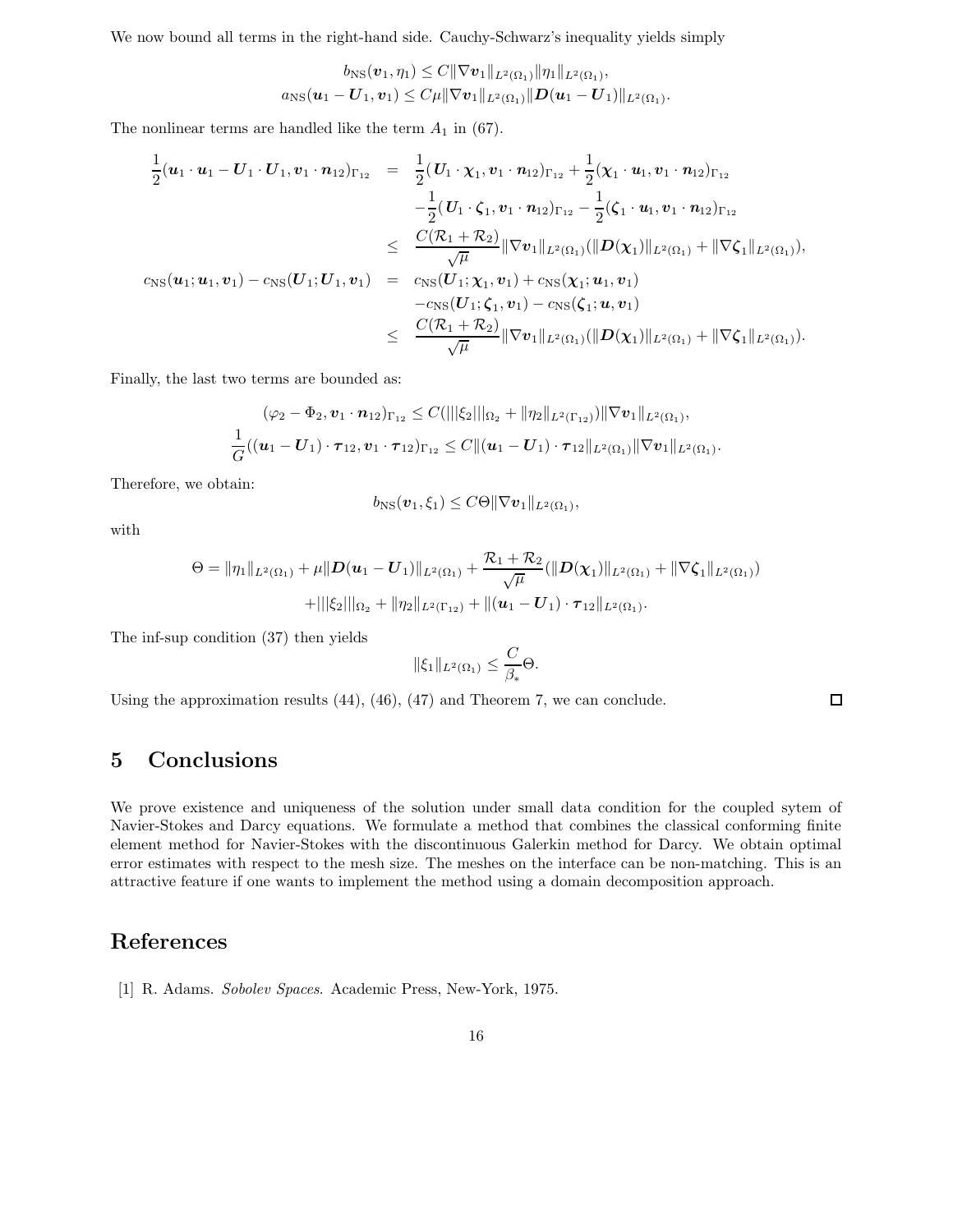We now bound all terms in the right-hand side. Cauchy-Schwarz's inequality yields simply

$$
\begin{aligned}
b_{\mathrm{NS}}(\boldsymbol{v}_1, \eta_1) &\le C\|\nabla \boldsymbol{v}_1\|_{L^2(\Omega_1)}\|\eta_1\|_{L^2(\Omega_1)},\\
a_{\mathrm{NS}}(\boldsymbol{u}_1 - \boldsymbol{U}_1, \boldsymbol{v}_1) &\le C\mu\|\nabla \boldsymbol{v}_1\|_{L^2(\Omega_1)}\|\boldsymbol{D}(\boldsymbol{u}_1 - \boldsymbol{U}_1)\|_{L^2(\Omega_1)}.
\end{aligned}
$$

The nonlinear terms are handled like the term $A_1$ in (67).

$$
\begin{aligned}
\frac{1}{2}(\boldsymbol{u}_1\cdot\boldsymbol{u}_1 - \boldsymbol{U}_1\cdot\boldsymbol{U}_1, \boldsymbol{v}_1\cdot\boldsymbol{n}_{12})_{\Gamma_{12}} &= \frac{1}{2}(\boldsymbol{U}_1\cdot\boldsymbol{\chi}_1, \boldsymbol{v}_1\cdot\boldsymbol{n}_{12})_{\Gamma_{12}} + \frac{1}{2}(\boldsymbol{\chi}_1\cdot\boldsymbol{u}_1, \boldsymbol{v}_1\cdot\boldsymbol{n}_{12})_{\Gamma_{12}}\\
&\quad -\frac{1}{2}(\boldsymbol{U}_1\cdot\boldsymbol{\zeta}_1, \boldsymbol{v}_1\cdot\boldsymbol{n}_{12})_{\Gamma_{12}} - \frac{1}{2}(\boldsymbol{\zeta}_1\cdot\boldsymbol{u}_1, \boldsymbol{v}_1\cdot\boldsymbol{n}_{12})_{\Gamma_{12}}\\
&\le \frac{C(\mathcal{R}_1+\mathcal{R}_2)}{\sqrt{\mu}}\|\nabla \boldsymbol{v}_1\|_{L^2(\Omega_1)}(\|\boldsymbol{D}(\boldsymbol{\chi}_1)\|_{L^2(\Omega_1)} + \|\nabla\boldsymbol{\zeta}_1\|_{L^2(\Omega_1)}),\\
c_{\mathrm{NS}}(\boldsymbol{u}_1;\boldsymbol{u}_1,\boldsymbol{v}_1) - c_{\mathrm{NS}}(\boldsymbol{U}_1;\boldsymbol{U}_1,\boldsymbol{v}_1) &= c_{\mathrm{NS}}(\boldsymbol{U}_1;\boldsymbol{\chi}_1,\boldsymbol{v}_1) + c_{\mathrm{NS}}(\boldsymbol{\chi}_1;\boldsymbol{u}_1,\boldsymbol{v}_1)\\
&\quad - c_{\mathrm{NS}}(\boldsymbol{U}_1;\boldsymbol{\zeta}_1,\boldsymbol{v}_1) - c_{\mathrm{NS}}(\boldsymbol{\zeta}_1;\boldsymbol{u},\boldsymbol{v}_1)\\
&\le \frac{C(\mathcal{R}_1+\mathcal{R}_2)}{\sqrt{\mu}}\|\nabla \boldsymbol{v}_1\|_{L^2(\Omega_1)}(\|\boldsymbol{D}(\boldsymbol{\chi}_1)\|_{L^2(\Omega_1)} + \|\nabla\boldsymbol{\zeta}_1\|_{L^2(\Omega_1)}).
\end{aligned}
$$

Finally, the last two terms are bounded as:

$$
\begin{aligned}
(\varphi_2 - \Phi_2, \boldsymbol{v}_1\cdot\boldsymbol{n}_{12})_{\Gamma_{12}} &\le C(|||\xi_2|||_{\Omega_2} + \|\eta_2\|_{L^2(\Gamma_{12})})\|\nabla \boldsymbol{v}_1\|_{L^2(\Omega_1)},\\
\frac{1}{G}((\boldsymbol{u}_1 - \boldsymbol{U}_1)\cdot\boldsymbol{\tau}_{12}, \boldsymbol{v}_1\cdot\boldsymbol{\tau}_{12})_{\Gamma_{12}} &\le C\|(\boldsymbol{u}_1 - \boldsymbol{U}_1)\cdot\boldsymbol{\tau}_{12}\|_{L^2(\Omega_1)}\|\nabla \boldsymbol{v}_1\|_{L^2(\Omega_1)}.
\end{aligned}
$$

Therefore, we obtain:

$$
b_{\mathrm{NS}}(\boldsymbol{v}_1, \xi_1) \le C\Theta\|\nabla \boldsymbol{v}_1\|_{L^2(\Omega_1)},
$$

with

$$
\begin{aligned}
\Theta = \|\eta_1\|_{L^2(\Omega_1)} + \mu\|\boldsymbol{D}(\boldsymbol{u}_1 - \boldsymbol{U}_1)\|_{L^2(\Omega_1)} + \frac{\mathcal{R}_1+\mathcal{R}_2}{\sqrt{\mu}}(\|\boldsymbol{D}(\boldsymbol{\chi}_1)\|_{L^2(\Omega_1)} + \|\nabla\boldsymbol{\zeta}_1\|_{L^2(\Omega_1)})\\
+|||\xi_2|||_{\Omega_2} + \|\eta_2\|_{L^2(\Gamma_{12})} + \|(\boldsymbol{u}_1 - \boldsymbol{U}_1)\cdot\boldsymbol{\tau}_{12}\|_{L^2(\Omega_1)}.
\end{aligned}
$$

The inf-sup condition (37) then yields

$$
\|\xi_1\|_{L^2(\Omega_1)} \le \frac{C}{\beta_*}\Theta.
$$

Using the approximation results (44), (46), (47) and Theorem 7, we can conclude. □

# 5 Conclusions

We prove existence and uniqueness of the solution under small data condition for the coupled sytem of Navier-Stokes and Darcy equations. We formulate a method that combines the classical conforming finite element method for Navier-Stokes with the discontinuous Galerkin method for Darcy. We obtain optimal error estimates with respect to the mesh size. The meshes on the interface can be non-matching. This is an attractive feature if one wants to implement the method using a domain decomposition approach.

# References

[1] R. Adams. *Sobolev Spaces*. Academic Press, New-York, 1975.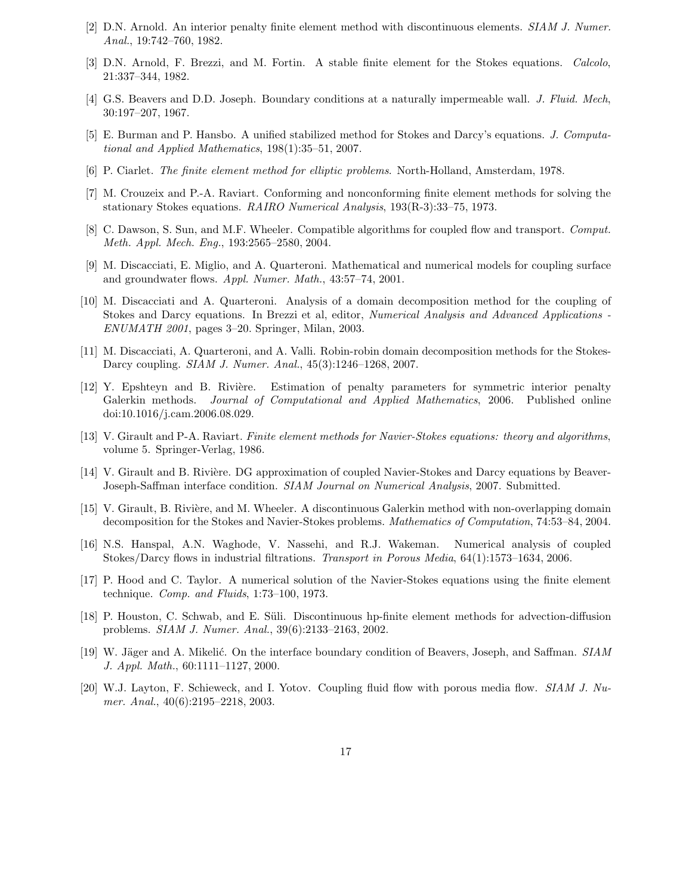[2] D.N. Arnold. An interior penalty finite element method with discontinuous elements. *SIAM J. Numer. Anal.*, 19:742–760, 1982.

[3] D.N. Arnold, F. Brezzi, and M. Fortin. A stable finite element for the Stokes equations. *Calcolo*, 21:337–344, 1982.

[4] G.S. Beavers and D.D. Joseph. Boundary conditions at a naturally impermeable wall. *J. Fluid. Mech*, 30:197–207, 1967.

[5] E. Burman and P. Hansbo. A unified stabilized method for Stokes and Darcy's equations. *J. Computational and Applied Mathematics*, 198(1):35–51, 2007.

[6] P. Ciarlet. *The finite element method for elliptic problems*. North-Holland, Amsterdam, 1978.

[7] M. Crouzeix and P.-A. Raviart. Conforming and nonconforming finite element methods for solving the stationary Stokes equations. *RAIRO Numerical Analysis*, 193(R-3):33–75, 1973.

[8] C. Dawson, S. Sun, and M.F. Wheeler. Compatible algorithms for coupled flow and transport. *Comput. Meth. Appl. Mech. Eng.*, 193:2565–2580, 2004.

[9] M. Discacciati, E. Miglio, and A. Quarteroni. Mathematical and numerical models for coupling surface and groundwater flows. *Appl. Numer. Math.*, 43:57–74, 2001.

[10] M. Discacciati and A. Quarteroni. Analysis of a domain decomposition method for the coupling of Stokes and Darcy equations. In Brezzi et al, editor, *Numerical Analysis and Advanced Applications - ENUMATH 2001*, pages 3–20. Springer, Milan, 2003.

[11] M. Discacciati, A. Quarteroni, and A. Valli. Robin-robin domain decomposition methods for the Stokes-Darcy coupling. *SIAM J. Numer. Anal.*, 45(3):1246–1268, 2007.

[12] Y. Epshteyn and B. Rivière. Estimation of penalty parameters for symmetric interior penalty Galerkin methods. *Journal of Computational and Applied Mathematics*, 2006. Published online doi:10.1016/j.cam.2006.08.029.

[13] V. Girault and P-A. Raviart. *Finite element methods for Navier-Stokes equations: theory and algorithms*, volume 5. Springer-Verlag, 1986.

[14] V. Girault and B. Rivière. DG approximation of coupled Navier-Stokes and Darcy equations by Beaver-Joseph-Saffman interface condition. *SIAM Journal on Numerical Analysis*, 2007. Submitted.

[15] V. Girault, B. Rivière, and M. Wheeler. A discontinuous Galerkin method with non-overlapping domain decomposition for the Stokes and Navier-Stokes problems. *Mathematics of Computation*, 74:53–84, 2004.

[16] N.S. Hanspal, A.N. Waghode, V. Nassehi, and R.J. Wakeman. Numerical analysis of coupled Stokes/Darcy flows in industrial filtrations. *Transport in Porous Media*, 64(1):1573–1634, 2006.

[17] P. Hood and C. Taylor. A numerical solution of the Navier-Stokes equations using the finite element technique. *Comp. and Fluids*, 1:73–100, 1973.

[18] P. Houston, C. Schwab, and E. Süli. Discontinuous hp-finite element methods for advection-diffusion problems. *SIAM J. Numer. Anal.*, 39(6):2133–2163, 2002.

[19] W. Jäger and A. Mikelić. On the interface boundary condition of Beavers, Joseph, and Saffman. *SIAM J. Appl. Math.*, 60:1111–1127, 2000.

[20] W.J. Layton, F. Schieweck, and I. Yotov. Coupling fluid flow with porous media flow. *SIAM J. Numer. Anal.*, 40(6):2195–2218, 2003.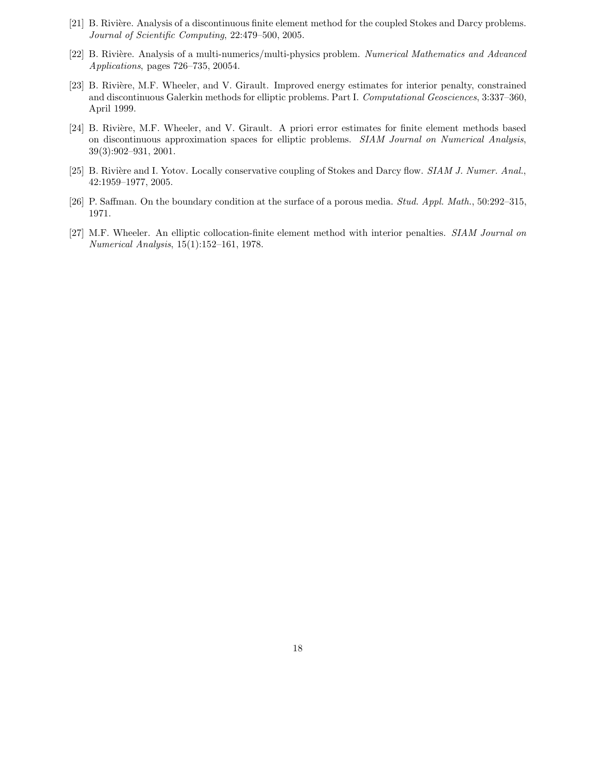[21] B. Rivière. Analysis of a discontinuous finite element method for the coupled Stokes and Darcy problems. *Journal of Scientific Computing*, 22:479–500, 2005.

[22] B. Rivière. Analysis of a multi-numerics/multi-physics problem. *Numerical Mathematics and Advanced Applications*, pages 726–735, 20054.

[23] B. Rivière, M.F. Wheeler, and V. Girault. Improved energy estimates for interior penalty, constrained and discontinuous Galerkin methods for elliptic problems. Part I. *Computational Geosciences*, 3:337–360, April 1999.

[24] B. Rivière, M.F. Wheeler, and V. Girault. A priori error estimates for finite element methods based on discontinuous approximation spaces for elliptic problems. *SIAM Journal on Numerical Analysis*, 39(3):902–931, 2001.

[25] B. Rivière and I. Yotov. Locally conservative coupling of Stokes and Darcy flow. *SIAM J. Numer. Anal.*, 42:1959–1977, 2005.

[26] P. Saffman. On the boundary condition at the surface of a porous media. *Stud. Appl. Math.*, 50:292–315, 1971.

[27] M.F. Wheeler. An elliptic collocation-finite element method with interior penalties. *SIAM Journal on Numerical Analysis*, 15(1):152–161, 1978.